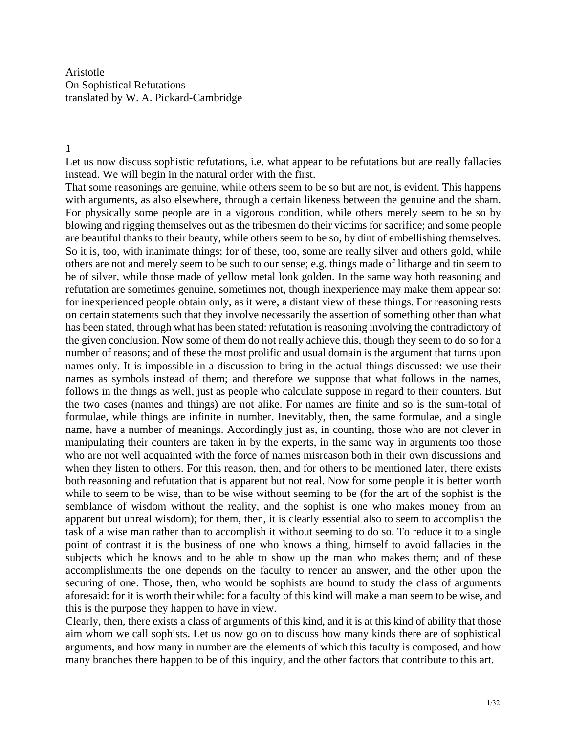Aristotle
On Sophistical Refutations
translated by W. A. Pickard-Cambridge

## 1

Let us now discuss sophistic refutations, i.e. what appear to be refutations but are really fallacies instead. We will begin in the natural order with the first.

That some reasonings are genuine, while others seem to be so but are not, is evident. This happens with arguments, as also elsewhere, through a certain likeness between the genuine and the sham. For physically some people are in a vigorous condition, while others merely seem to be so by blowing and rigging themselves out as the tribesmen do their victims for sacrifice; and some people are beautiful thanks to their beauty, while others seem to be so, by dint of embellishing themselves. So it is, too, with inanimate things; for of these, too, some are really silver and others gold, while others are not and merely seem to be such to our sense; e.g. things made of litharge and tin seem to be of silver, while those made of yellow metal look golden. In the same way both reasoning and refutation are sometimes genuine, sometimes not, though inexperience may make them appear so: for inexperienced people obtain only, as it were, a distant view of these things. For reasoning rests on certain statements such that they involve necessarily the assertion of something other than what has been stated, through what has been stated: refutation is reasoning involving the contradictory of the given conclusion. Now some of them do not really achieve this, though they seem to do so for a number of reasons; and of these the most prolific and usual domain is the argument that turns upon names only. It is impossible in a discussion to bring in the actual things discussed: we use their names as symbols instead of them; and therefore we suppose that what follows in the names, follows in the things as well, just as people who calculate suppose in regard to their counters. But the two cases (names and things) are not alike. For names are finite and so is the sum-total of formulae, while things are infinite in number. Inevitably, then, the same formulae, and a single name, have a number of meanings. Accordingly just as, in counting, those who are not clever in manipulating their counters are taken in by the experts, in the same way in arguments too those who are not well acquainted with the force of names misreason both in their own discussions and when they listen to others. For this reason, then, and for others to be mentioned later, there exists both reasoning and refutation that is apparent but not real. Now for some people it is better worth while to seem to be wise, than to be wise without seeming to be (for the art of the sophist is the semblance of wisdom without the reality, and the sophist is one who makes money from an apparent but unreal wisdom); for them, then, it is clearly essential also to seem to accomplish the task of a wise man rather than to accomplish it without seeming to do so. To reduce it to a single point of contrast it is the business of one who knows a thing, himself to avoid fallacies in the subjects which he knows and to be able to show up the man who makes them; and of these accomplishments the one depends on the faculty to render an answer, and the other upon the securing of one. Those, then, who would be sophists are bound to study the class of arguments aforesaid: for it is worth their while: for a faculty of this kind will make a man seem to be wise, and this is the purpose they happen to have in view.

Clearly, then, there exists a class of arguments of this kind, and it is at this kind of ability that those aim whom we call sophists. Let us now go on to discuss how many kinds there are of sophistical arguments, and how many in number are the elements of which this faculty is composed, and how many branches there happen to be of this inquiry, and the other factors that contribute to this art.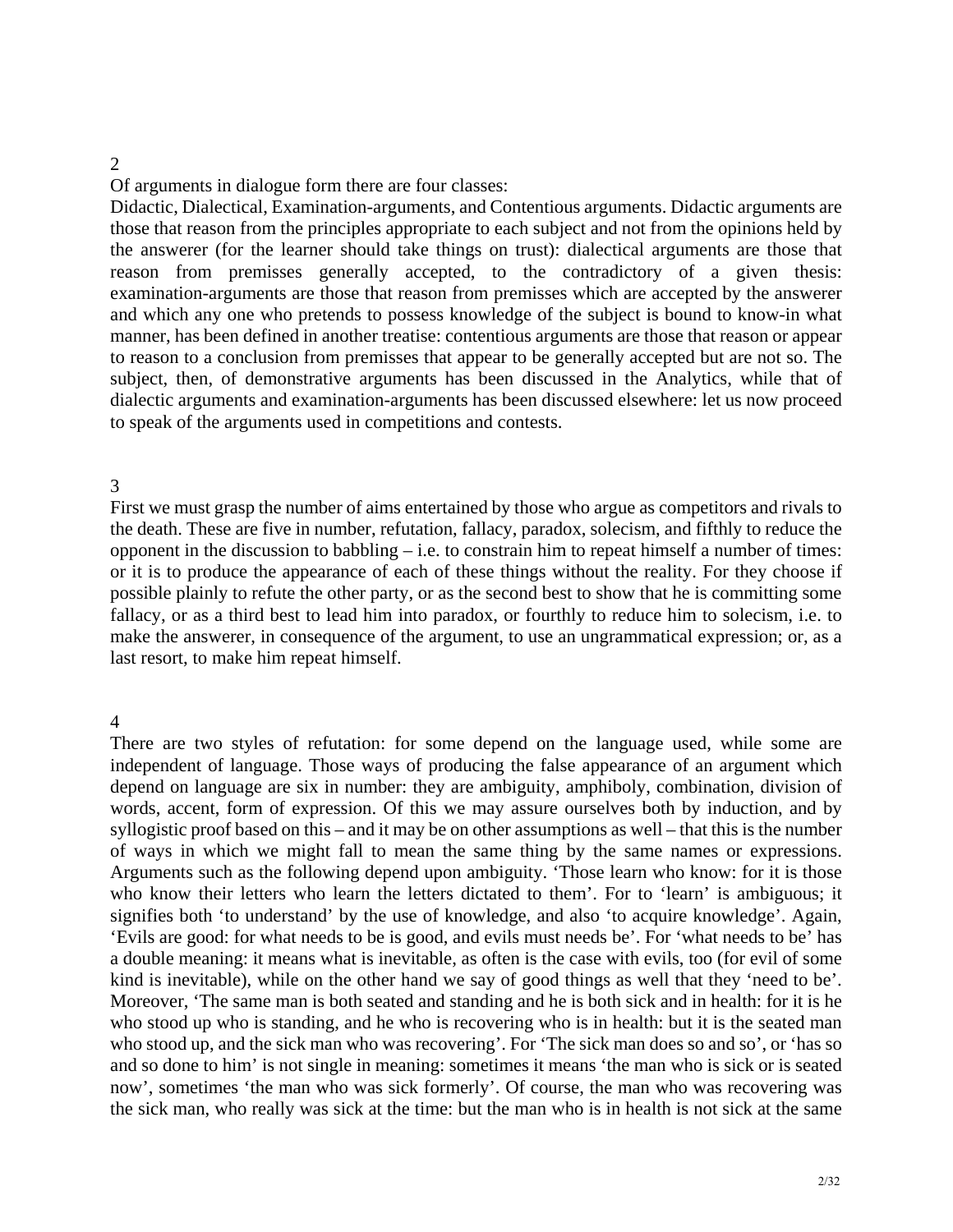## 2

Of arguments in dialogue form there are four classes:

Didactic, Dialectical, Examination-arguments, and Contentious arguments. Didactic arguments are those that reason from the principles appropriate to each subject and not from the opinions held by the answerer (for the learner should take things on trust): dialectical arguments are those that reason from premisses generally accepted, to the contradictory of a given thesis: examination-arguments are those that reason from premisses which are accepted by the answerer and which any one who pretends to possess knowledge of the subject is bound to know-in what manner, has been defined in another treatise: contentious arguments are those that reason or appear to reason to a conclusion from premisses that appear to be generally accepted but are not so. The subject, then, of demonstrative arguments has been discussed in the Analytics, while that of dialectic arguments and examination-arguments has been discussed elsewhere: let us now proceed to speak of the arguments used in competitions and contests.

## 3

First we must grasp the number of aims entertained by those who argue as competitors and rivals to the death. These are five in number, refutation, fallacy, paradox, solecism, and fifthly to reduce the opponent in the discussion to babbling – i.e. to constrain him to repeat himself a number of times: or it is to produce the appearance of each of these things without the reality. For they choose if possible plainly to refute the other party, or as the second best to show that he is committing some fallacy, or as a third best to lead him into paradox, or fourthly to reduce him to solecism, i.e. to make the answerer, in consequence of the argument, to use an ungrammatical expression; or, as a last resort, to make him repeat himself.

## 4

There are two styles of refutation: for some depend on the language used, while some are independent of language. Those ways of producing the false appearance of an argument which depend on language are six in number: they are ambiguity, amphiboly, combination, division of words, accent, form of expression. Of this we may assure ourselves both by induction, and by syllogistic proof based on this – and it may be on other assumptions as well – that this is the number of ways in which we might fall to mean the same thing by the same names or expressions. Arguments such as the following depend upon ambiguity. ‘Those learn who know: for it is those who know their letters who learn the letters dictated to them’. For to ‘learn’ is ambiguous; it signifies both ‘to understand’ by the use of knowledge, and also ‘to acquire knowledge’. Again, ‘Evils are good: for what needs to be is good, and evils must needs be’. For ‘what needs to be’ has a double meaning: it means what is inevitable, as often is the case with evils, too (for evil of some kind is inevitable), while on the other hand we say of good things as well that they ‘need to be’. Moreover, ‘The same man is both seated and standing and he is both sick and in health: for it is he who stood up who is standing, and he who is recovering who is in health: but it is the seated man who stood up, and the sick man who was recovering’. For ‘The sick man does so and so’, or ‘has so and so done to him’ is not single in meaning: sometimes it means ‘the man who is sick or is seated now’, sometimes ‘the man who was sick formerly’. Of course, the man who was recovering was the sick man, who really was sick at the time: but the man who is in health is not sick at the same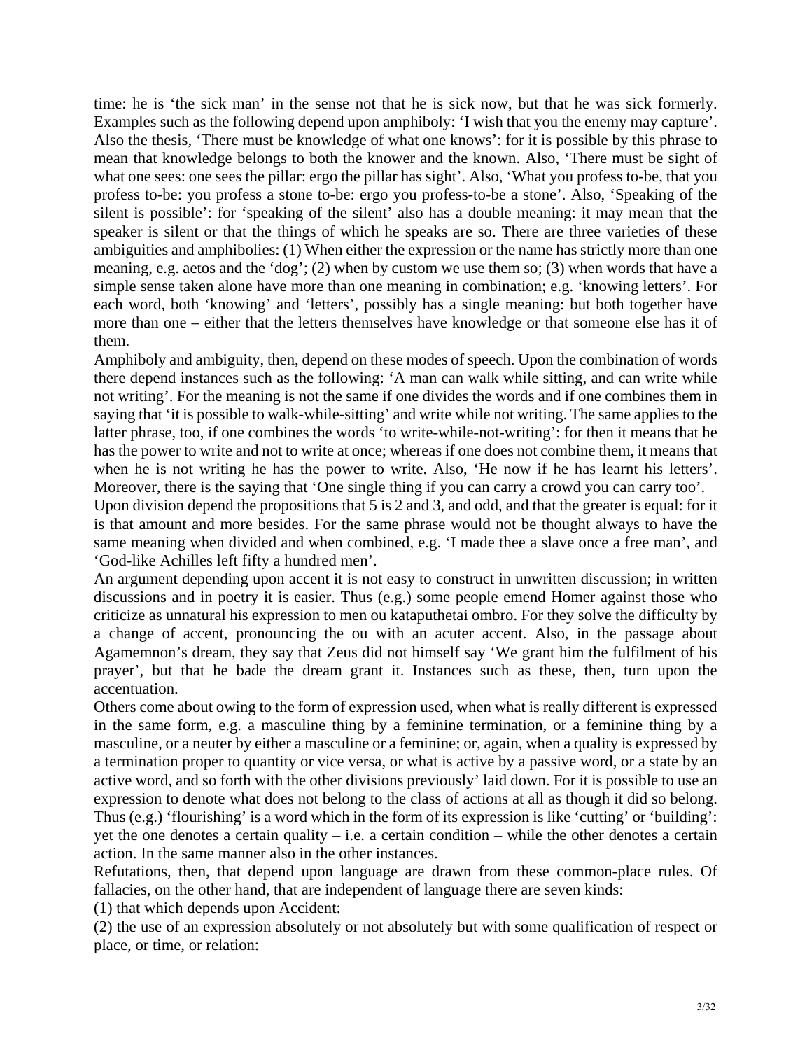time: he is 'the sick man' in the sense not that he is sick now, but that he was sick formerly. Examples such as the following depend upon amphiboly: 'I wish that you the enemy may capture'. Also the thesis, 'There must be knowledge of what one knows': for it is possible by this phrase to mean that knowledge belongs to both the knower and the known. Also, 'There must be sight of what one sees: one sees the pillar: ergo the pillar has sight'. Also, 'What you profess to-be, that you profess to-be: you profess a stone to-be: ergo you profess-to-be a stone'. Also, 'Speaking of the silent is possible': for 'speaking of the silent' also has a double meaning: it may mean that the speaker is silent or that the things of which he speaks are so. There are three varieties of these ambiguities and amphibolies: (1) When either the expression or the name has strictly more than one meaning, e.g. aetos and the 'dog'; (2) when by custom we use them so; (3) when words that have a simple sense taken alone have more than one meaning in combination; e.g. 'knowing letters'. For each word, both 'knowing' and 'letters', possibly has a single meaning: but both together have more than one – either that the letters themselves have knowledge or that someone else has it of them.

Amphiboly and ambiguity, then, depend on these modes of speech. Upon the combination of words there depend instances such as the following: 'A man can walk while sitting, and can write while not writing'. For the meaning is not the same if one divides the words and if one combines them in saying that 'it is possible to walk-while-sitting' and write while not writing. The same applies to the latter phrase, too, if one combines the words 'to write-while-not-writing': for then it means that he has the power to write and not to write at once; whereas if one does not combine them, it means that when he is not writing he has the power to write. Also, 'He now if he has learnt his letters'. Moreover, there is the saying that 'One single thing if you can carry a crowd you can carry too'.

Upon division depend the propositions that 5 is 2 and 3, and odd, and that the greater is equal: for it is that amount and more besides. For the same phrase would not be thought always to have the same meaning when divided and when combined, e.g. 'I made thee a slave once a free man', and 'God-like Achilles left fifty a hundred men'.

An argument depending upon accent it is not easy to construct in unwritten discussion; in written discussions and in poetry it is easier. Thus (e.g.) some people emend Homer against those who criticize as unnatural his expression to men ou kataputhetai ombro. For they solve the difficulty by a change of accent, pronouncing the ou with an acuter accent. Also, in the passage about Agamemnon's dream, they say that Zeus did not himself say 'We grant him the fulfilment of his prayer', but that he bade the dream grant it. Instances such as these, then, turn upon the accentuation.

Others come about owing to the form of expression used, when what is really different is expressed in the same form, e.g. a masculine thing by a feminine termination, or a feminine thing by a masculine, or a neuter by either a masculine or a feminine; or, again, when a quality is expressed by a termination proper to quantity or vice versa, or what is active by a passive word, or a state by an active word, and so forth with the other divisions previously' laid down. For it is possible to use an expression to denote what does not belong to the class of actions at all as though it did so belong. Thus (e.g.) 'flourishing' is a word which in the form of its expression is like 'cutting' or 'building': yet the one denotes a certain quality – i.e. a certain condition – while the other denotes a certain action. In the same manner also in the other instances.

Refutations, then, that depend upon language are drawn from these common-place rules. Of fallacies, on the other hand, that are independent of language there are seven kinds:

(1) that which depends upon Accident:

(2) the use of an expression absolutely or not absolutely but with some qualification of respect or place, or time, or relation: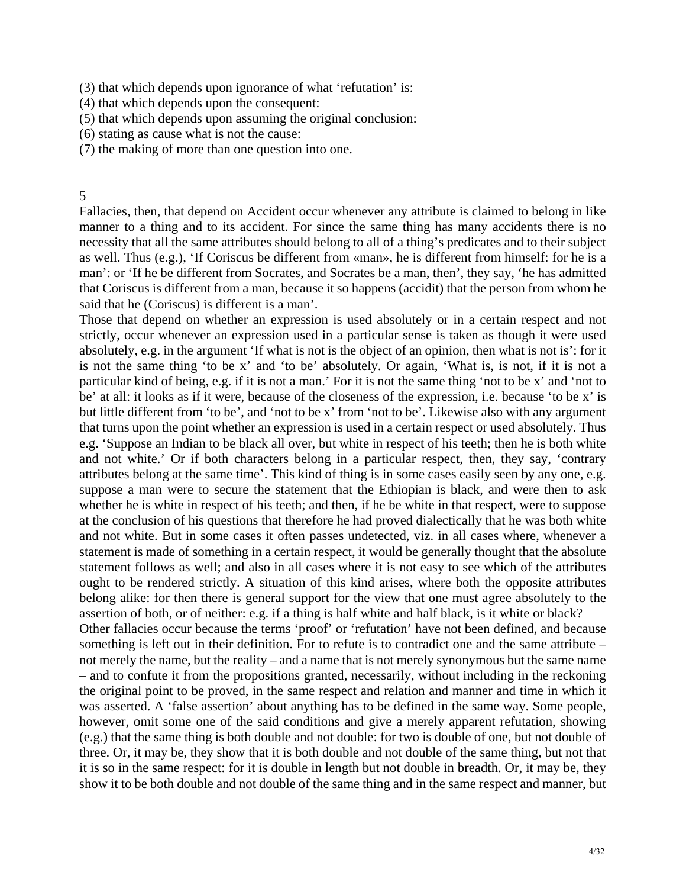(3) that which depends upon ignorance of what 'refutation' is:
(4) that which depends upon the consequent:
(5) that which depends upon assuming the original conclusion:
(6) stating as cause what is not the cause:
(7) the making of more than one question into one.

## 5

Fallacies, then, that depend on Accident occur whenever any attribute is claimed to belong in like manner to a thing and to its accident. For since the same thing has many accidents there is no necessity that all the same attributes should belong to all of a thing's predicates and to their subject as well. Thus (e.g.), 'If Coriscus be different from «man», he is different from himself: for he is a man': or 'If he be different from Socrates, and Socrates be a man, then', they say, 'he has admitted that Coriscus is different from a man, because it so happens (accidit) that the person from whom he said that he (Coriscus) is different is a man'.

Those that depend on whether an expression is used absolutely or in a certain respect and not strictly, occur whenever an expression used in a particular sense is taken as though it were used absolutely, e.g. in the argument 'If what is not is the object of an opinion, then what is not is': for it is not the same thing 'to be x' and 'to be' absolutely. Or again, 'What is, is not, if it is not a particular kind of being, e.g. if it is not a man.' For it is not the same thing 'not to be x' and 'not to be' at all: it looks as if it were, because of the closeness of the expression, i.e. because 'to be x' is but little different from 'to be', and 'not to be x' from 'not to be'. Likewise also with any argument that turns upon the point whether an expression is used in a certain respect or used absolutely. Thus e.g. 'Suppose an Indian to be black all over, but white in respect of his teeth; then he is both white and not white.' Or if both characters belong in a particular respect, then, they say, 'contrary attributes belong at the same time'. This kind of thing is in some cases easily seen by any one, e.g. suppose a man were to secure the statement that the Ethiopian is black, and were then to ask whether he is white in respect of his teeth; and then, if he be white in that respect, were to suppose at the conclusion of his questions that therefore he had proved dialectically that he was both white and not white. But in some cases it often passes undetected, viz. in all cases where, whenever a statement is made of something in a certain respect, it would be generally thought that the absolute statement follows as well; and also in all cases where it is not easy to see which of the attributes ought to be rendered strictly. A situation of this kind arises, where both the opposite attributes belong alike: for then there is general support for the view that one must agree absolutely to the assertion of both, or of neither: e.g. if a thing is half white and half black, is it white or black?

Other fallacies occur because the terms 'proof' or 'refutation' have not been defined, and because something is left out in their definition. For to refute is to contradict one and the same attribute – not merely the name, but the reality – and a name that is not merely synonymous but the same name – and to confute it from the propositions granted, necessarily, without including in the reckoning the original point to be proved, in the same respect and relation and manner and time in which it was asserted. A 'false assertion' about anything has to be defined in the same way. Some people, however, omit some one of the said conditions and give a merely apparent refutation, showing (e.g.) that the same thing is both double and not double: for two is double of one, but not double of three. Or, it may be, they show that it is both double and not double of the same thing, but not that it is so in the same respect: for it is double in length but not double in breadth. Or, it may be, they show it to be both double and not double of the same thing and in the same respect and manner, but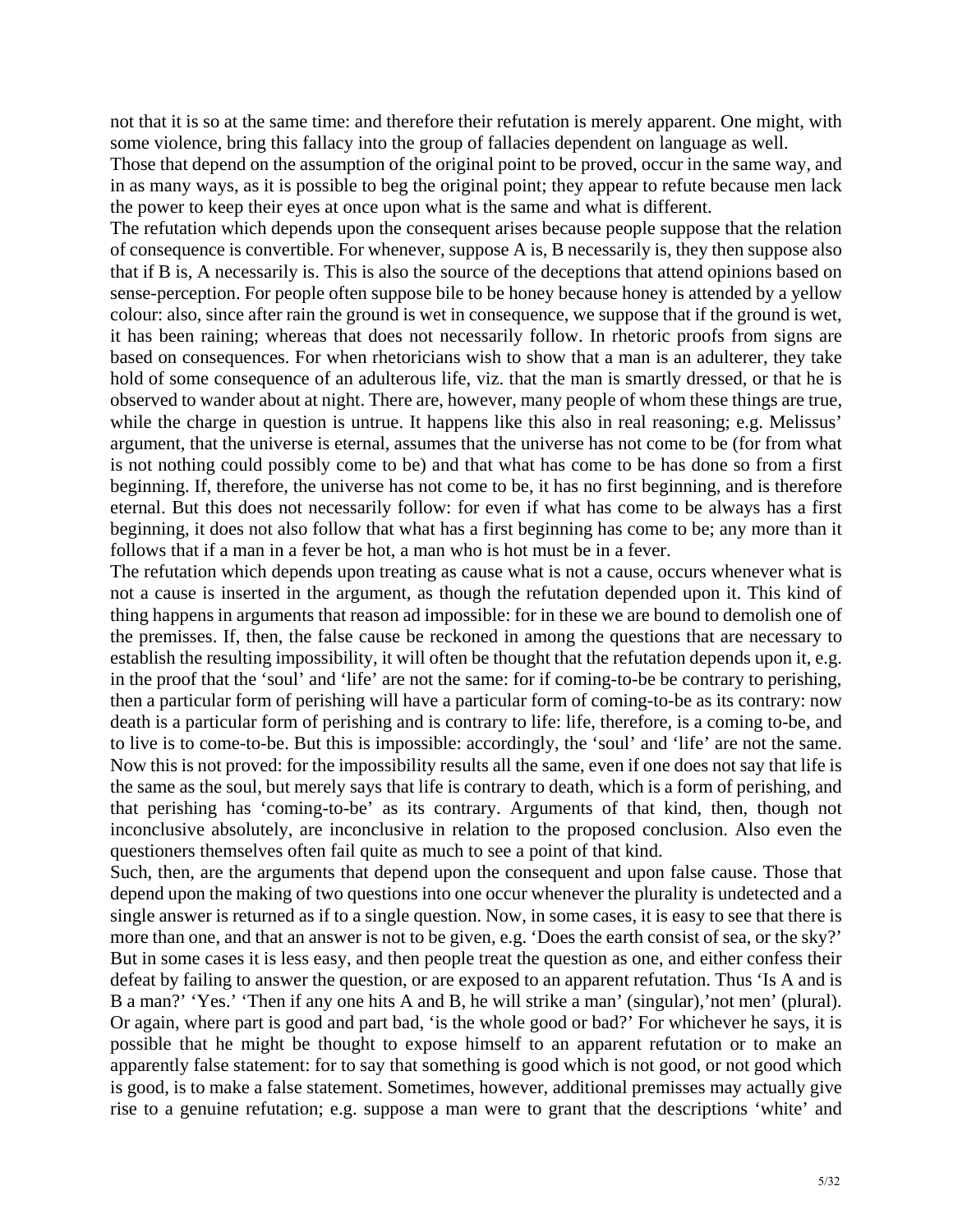not that it is so at the same time: and therefore their refutation is merely apparent. One might, with some violence, bring this fallacy into the group of fallacies dependent on language as well.

Those that depend on the assumption of the original point to be proved, occur in the same way, and in as many ways, as it is possible to beg the original point; they appear to refute because men lack the power to keep their eyes at once upon what is the same and what is different.

The refutation which depends upon the consequent arises because people suppose that the relation of consequence is convertible. For whenever, suppose A is, B necessarily is, they then suppose also that if B is, A necessarily is. This is also the source of the deceptions that attend opinions based on sense-perception. For people often suppose bile to be honey because honey is attended by a yellow colour: also, since after rain the ground is wet in consequence, we suppose that if the ground is wet, it has been raining; whereas that does not necessarily follow. In rhetoric proofs from signs are based on consequences. For when rhetoricians wish to show that a man is an adulterer, they take hold of some consequence of an adulterous life, viz. that the man is smartly dressed, or that he is observed to wander about at night. There are, however, many people of whom these things are true, while the charge in question is untrue. It happens like this also in real reasoning; e.g. Melissus' argument, that the universe is eternal, assumes that the universe has not come to be (for from what is not nothing could possibly come to be) and that what has come to be has done so from a first beginning. If, therefore, the universe has not come to be, it has no first beginning, and is therefore eternal. But this does not necessarily follow: for even if what has come to be always has a first beginning, it does not also follow that what has a first beginning has come to be; any more than it follows that if a man in a fever be hot, a man who is hot must be in a fever.

The refutation which depends upon treating as cause what is not a cause, occurs whenever what is not a cause is inserted in the argument, as though the refutation depended upon it. This kind of thing happens in arguments that reason ad impossible: for in these we are bound to demolish one of the premisses. If, then, the false cause be reckoned in among the questions that are necessary to establish the resulting impossibility, it will often be thought that the refutation depends upon it, e.g. in the proof that the 'soul' and 'life' are not the same: for if coming-to-be be contrary to perishing, then a particular form of perishing will have a particular form of coming-to-be as its contrary: now death is a particular form of perishing and is contrary to life: life, therefore, is a coming to-be, and to live is to come-to-be. But this is impossible: accordingly, the 'soul' and 'life' are not the same. Now this is not proved: for the impossibility results all the same, even if one does not say that life is the same as the soul, but merely says that life is contrary to death, which is a form of perishing, and that perishing has 'coming-to-be' as its contrary. Arguments of that kind, then, though not inconclusive absolutely, are inconclusive in relation to the proposed conclusion. Also even the questioners themselves often fail quite as much to see a point of that kind.

Such, then, are the arguments that depend upon the consequent and upon false cause. Those that depend upon the making of two questions into one occur whenever the plurality is undetected and a single answer is returned as if to a single question. Now, in some cases, it is easy to see that there is more than one, and that an answer is not to be given, e.g. 'Does the earth consist of sea, or the sky?' But in some cases it is less easy, and then people treat the question as one, and either confess their defeat by failing to answer the question, or are exposed to an apparent refutation. Thus 'Is A and is B a man?' 'Yes.' 'Then if any one hits A and B, he will strike a man' (singular),'not men' (plural). Or again, where part is good and part bad, 'is the whole good or bad?' For whichever he says, it is possible that he might be thought to expose himself to an apparent refutation or to make an apparently false statement: for to say that something is good which is not good, or not good which is good, is to make a false statement. Sometimes, however, additional premisses may actually give rise to a genuine refutation; e.g. suppose a man were to grant that the descriptions 'white' and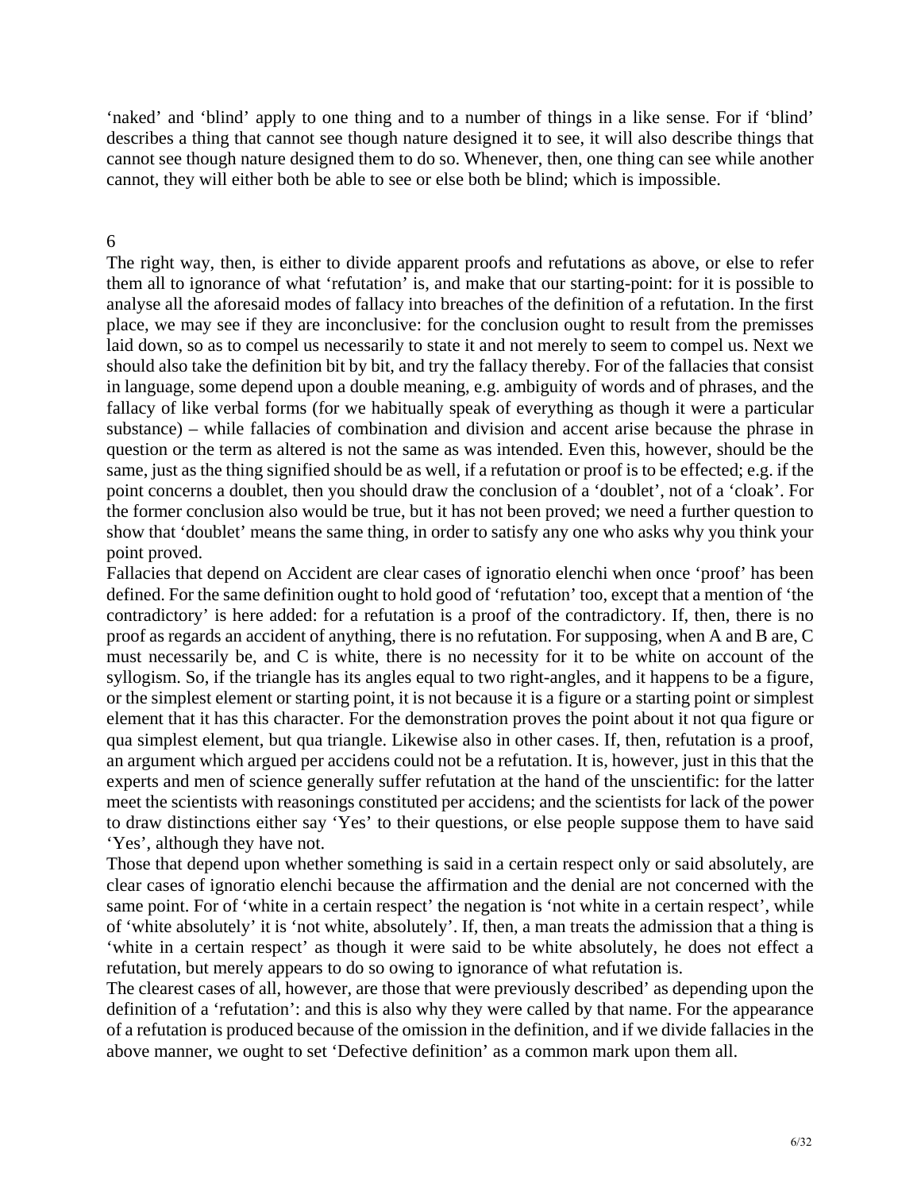'naked' and 'blind' apply to one thing and to a number of things in a like sense. For if 'blind' describes a thing that cannot see though nature designed it to see, it will also describe things that cannot see though nature designed them to do so. Whenever, then, one thing can see while another cannot, they will either both be able to see or else both be blind; which is impossible.

## 6

The right way, then, is either to divide apparent proofs and refutations as above, or else to refer them all to ignorance of what 'refutation' is, and make that our starting-point: for it is possible to analyse all the aforesaid modes of fallacy into breaches of the definition of a refutation. In the first place, we may see if they are inconclusive: for the conclusion ought to result from the premisses laid down, so as to compel us necessarily to state it and not merely to seem to compel us. Next we should also take the definition bit by bit, and try the fallacy thereby. For of the fallacies that consist in language, some depend upon a double meaning, e.g. ambiguity of words and of phrases, and the fallacy of like verbal forms (for we habitually speak of everything as though it were a particular substance) – while fallacies of combination and division and accent arise because the phrase in question or the term as altered is not the same as was intended. Even this, however, should be the same, just as the thing signified should be as well, if a refutation or proof is to be effected; e.g. if the point concerns a doublet, then you should draw the conclusion of a 'doublet', not of a 'cloak'. For the former conclusion also would be true, but it has not been proved; we need a further question to show that 'doublet' means the same thing, in order to satisfy any one who asks why you think your point proved.

Fallacies that depend on Accident are clear cases of ignoratio elenchi when once 'proof' has been defined. For the same definition ought to hold good of 'refutation' too, except that a mention of 'the contradictory' is here added: for a refutation is a proof of the contradictory. If, then, there is no proof as regards an accident of anything, there is no refutation. For supposing, when A and B are, C must necessarily be, and C is white, there is no necessity for it to be white on account of the syllogism. So, if the triangle has its angles equal to two right-angles, and it happens to be a figure, or the simplest element or starting point, it is not because it is a figure or a starting point or simplest element that it has this character. For the demonstration proves the point about it not qua figure or qua simplest element, but qua triangle. Likewise also in other cases. If, then, refutation is a proof, an argument which argued per accidens could not be a refutation. It is, however, just in this that the experts and men of science generally suffer refutation at the hand of the unscientific: for the latter meet the scientists with reasonings constituted per accidens; and the scientists for lack of the power to draw distinctions either say 'Yes' to their questions, or else people suppose them to have said 'Yes', although they have not.

Those that depend upon whether something is said in a certain respect only or said absolutely, are clear cases of ignoratio elenchi because the affirmation and the denial are not concerned with the same point. For of 'white in a certain respect' the negation is 'not white in a certain respect', while of 'white absolutely' it is 'not white, absolutely'. If, then, a man treats the admission that a thing is 'white in a certain respect' as though it were said to be white absolutely, he does not effect a refutation, but merely appears to do so owing to ignorance of what refutation is.

The clearest cases of all, however, are those that were previously described' as depending upon the definition of a 'refutation': and this is also why they were called by that name. For the appearance of a refutation is produced because of the omission in the definition, and if we divide fallacies in the above manner, we ought to set 'Defective definition' as a common mark upon them all.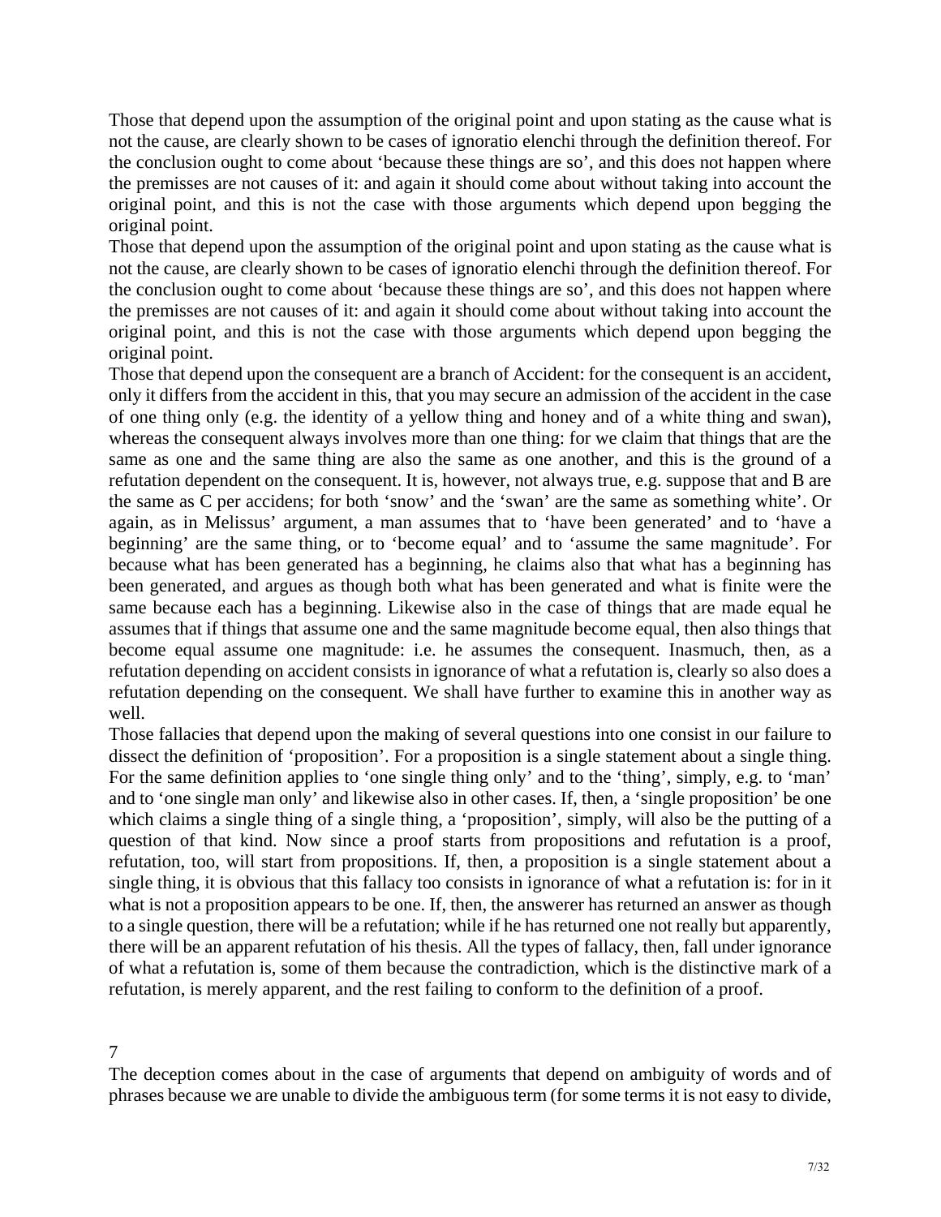Those that depend upon the assumption of the original point and upon stating as the cause what is not the cause, are clearly shown to be cases of ignoratio elenchi through the definition thereof. For the conclusion ought to come about 'because these things are so', and this does not happen where the premisses are not causes of it: and again it should come about without taking into account the original point, and this is not the case with those arguments which depend upon begging the original point.

Those that depend upon the assumption of the original point and upon stating as the cause what is not the cause, are clearly shown to be cases of ignoratio elenchi through the definition thereof. For the conclusion ought to come about 'because these things are so', and this does not happen where the premisses are not causes of it: and again it should come about without taking into account the original point, and this is not the case with those arguments which depend upon begging the original point.

Those that depend upon the consequent are a branch of Accident: for the consequent is an accident, only it differs from the accident in this, that you may secure an admission of the accident in the case of one thing only (e.g. the identity of a yellow thing and honey and of a white thing and swan), whereas the consequent always involves more than one thing: for we claim that things that are the same as one and the same thing are also the same as one another, and this is the ground of a refutation dependent on the consequent. It is, however, not always true, e.g. suppose that and B are the same as C per accidens; for both 'snow' and the 'swan' are the same as something white'. Or again, as in Melissus' argument, a man assumes that to 'have been generated' and to 'have a beginning' are the same thing, or to 'become equal' and to 'assume the same magnitude'. For because what has been generated has a beginning, he claims also that what has a beginning has been generated, and argues as though both what has been generated and what is finite were the same because each has a beginning. Likewise also in the case of things that are made equal he assumes that if things that assume one and the same magnitude become equal, then also things that become equal assume one magnitude: i.e. he assumes the consequent. Inasmuch, then, as a refutation depending on accident consists in ignorance of what a refutation is, clearly so also does a refutation depending on the consequent. We shall have further to examine this in another way as well.

Those fallacies that depend upon the making of several questions into one consist in our failure to dissect the definition of 'proposition'. For a proposition is a single statement about a single thing. For the same definition applies to 'one single thing only' and to the 'thing', simply, e.g. to 'man' and to 'one single man only' and likewise also in other cases. If, then, a 'single proposition' be one which claims a single thing of a single thing, a 'proposition', simply, will also be the putting of a question of that kind. Now since a proof starts from propositions and refutation is a proof, refutation, too, will start from propositions. If, then, a proposition is a single statement about a single thing, it is obvious that this fallacy too consists in ignorance of what a refutation is: for in it what is not a proposition appears to be one. If, then, the answerer has returned an answer as though to a single question, there will be a refutation; while if he has returned one not really but apparently, there will be an apparent refutation of his thesis. All the types of fallacy, then, fall under ignorance of what a refutation is, some of them because the contradiction, which is the distinctive mark of a refutation, is merely apparent, and the rest failing to conform to the definition of a proof.

## 7

The deception comes about in the case of arguments that depend on ambiguity of words and of phrases because we are unable to divide the ambiguous term (for some terms it is not easy to divide,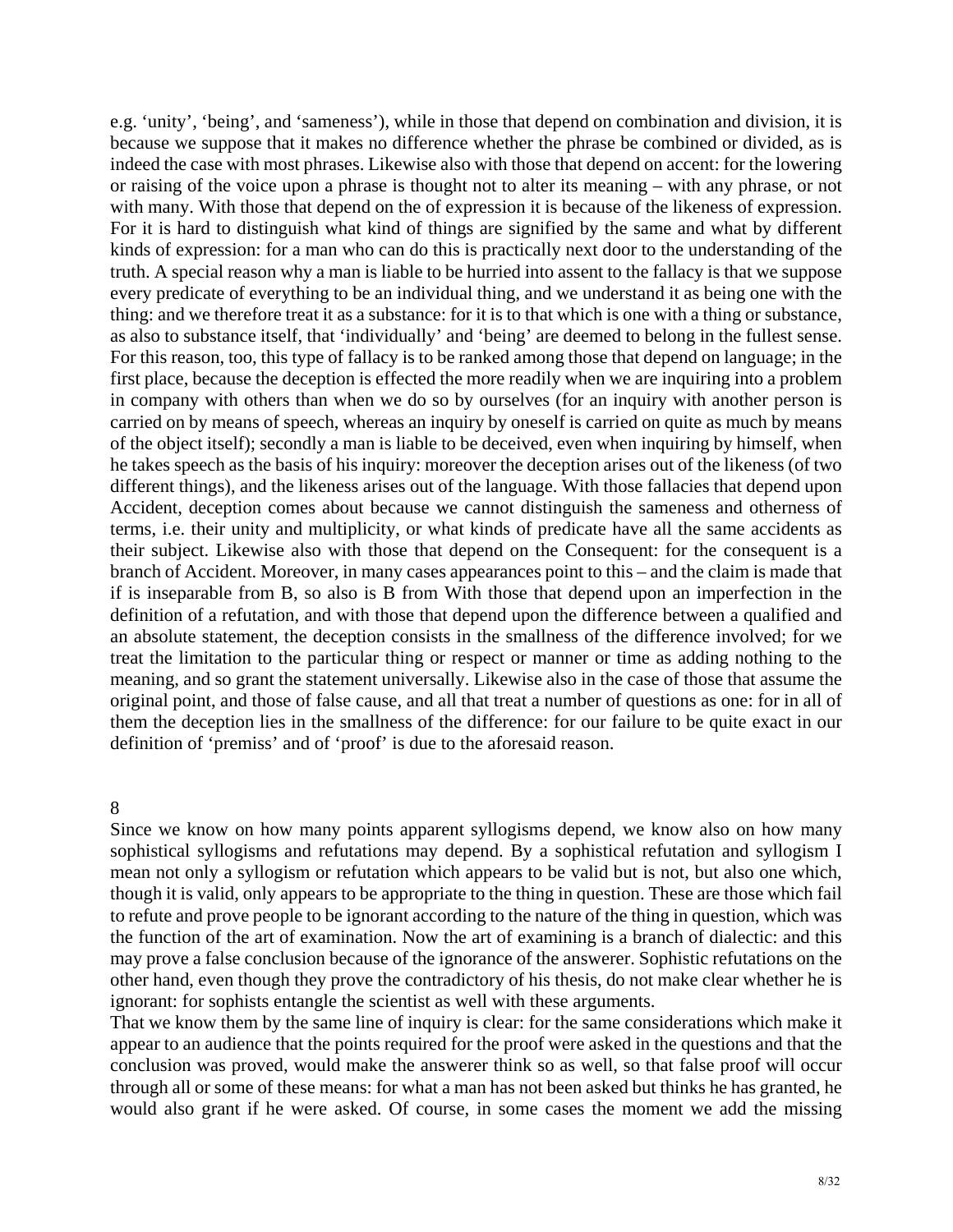e.g. 'unity', 'being', and 'sameness'), while in those that depend on combination and division, it is because we suppose that it makes no difference whether the phrase be combined or divided, as is indeed the case with most phrases. Likewise also with those that depend on accent: for the lowering or raising of the voice upon a phrase is thought not to alter its meaning – with any phrase, or not with many. With those that depend on the of expression it is because of the likeness of expression. For it is hard to distinguish what kind of things are signified by the same and what by different kinds of expression: for a man who can do this is practically next door to the understanding of the truth. A special reason why a man is liable to be hurried into assent to the fallacy is that we suppose every predicate of everything to be an individual thing, and we understand it as being one with the thing: and we therefore treat it as a substance: for it is to that which is one with a thing or substance, as also to substance itself, that 'individually' and 'being' are deemed to belong in the fullest sense. For this reason, too, this type of fallacy is to be ranked among those that depend on language; in the first place, because the deception is effected the more readily when we are inquiring into a problem in company with others than when we do so by ourselves (for an inquiry with another person is carried on by means of speech, whereas an inquiry by oneself is carried on quite as much by means of the object itself); secondly a man is liable to be deceived, even when inquiring by himself, when he takes speech as the basis of his inquiry: moreover the deception arises out of the likeness (of two different things), and the likeness arises out of the language. With those fallacies that depend upon Accident, deception comes about because we cannot distinguish the sameness and otherness of terms, i.e. their unity and multiplicity, or what kinds of predicate have all the same accidents as their subject. Likewise also with those that depend on the Consequent: for the consequent is a branch of Accident. Moreover, in many cases appearances point to this – and the claim is made that if is inseparable from B, so also is B from With those that depend upon an imperfection in the definition of a refutation, and with those that depend upon the difference between a qualified and an absolute statement, the deception consists in the smallness of the difference involved; for we treat the limitation to the particular thing or respect or manner or time as adding nothing to the meaning, and so grant the statement universally. Likewise also in the case of those that assume the original point, and those of false cause, and all that treat a number of questions as one: for in all of them the deception lies in the smallness of the difference: for our failure to be quite exact in our definition of 'premiss' and of 'proof' is due to the aforesaid reason.

## 8

Since we know on how many points apparent syllogisms depend, we know also on how many sophistical syllogisms and refutations may depend. By a sophistical refutation and syllogism I mean not only a syllogism or refutation which appears to be valid but is not, but also one which, though it is valid, only appears to be appropriate to the thing in question. These are those which fail to refute and prove people to be ignorant according to the nature of the thing in question, which was the function of the art of examination. Now the art of examining is a branch of dialectic: and this may prove a false conclusion because of the ignorance of the answerer. Sophistic refutations on the other hand, even though they prove the contradictory of his thesis, do not make clear whether he is ignorant: for sophists entangle the scientist as well with these arguments.

That we know them by the same line of inquiry is clear: for the same considerations which make it appear to an audience that the points required for the proof were asked in the questions and that the conclusion was proved, would make the answerer think so as well, so that false proof will occur through all or some of these means: for what a man has not been asked but thinks he has granted, he would also grant if he were asked. Of course, in some cases the moment we add the missing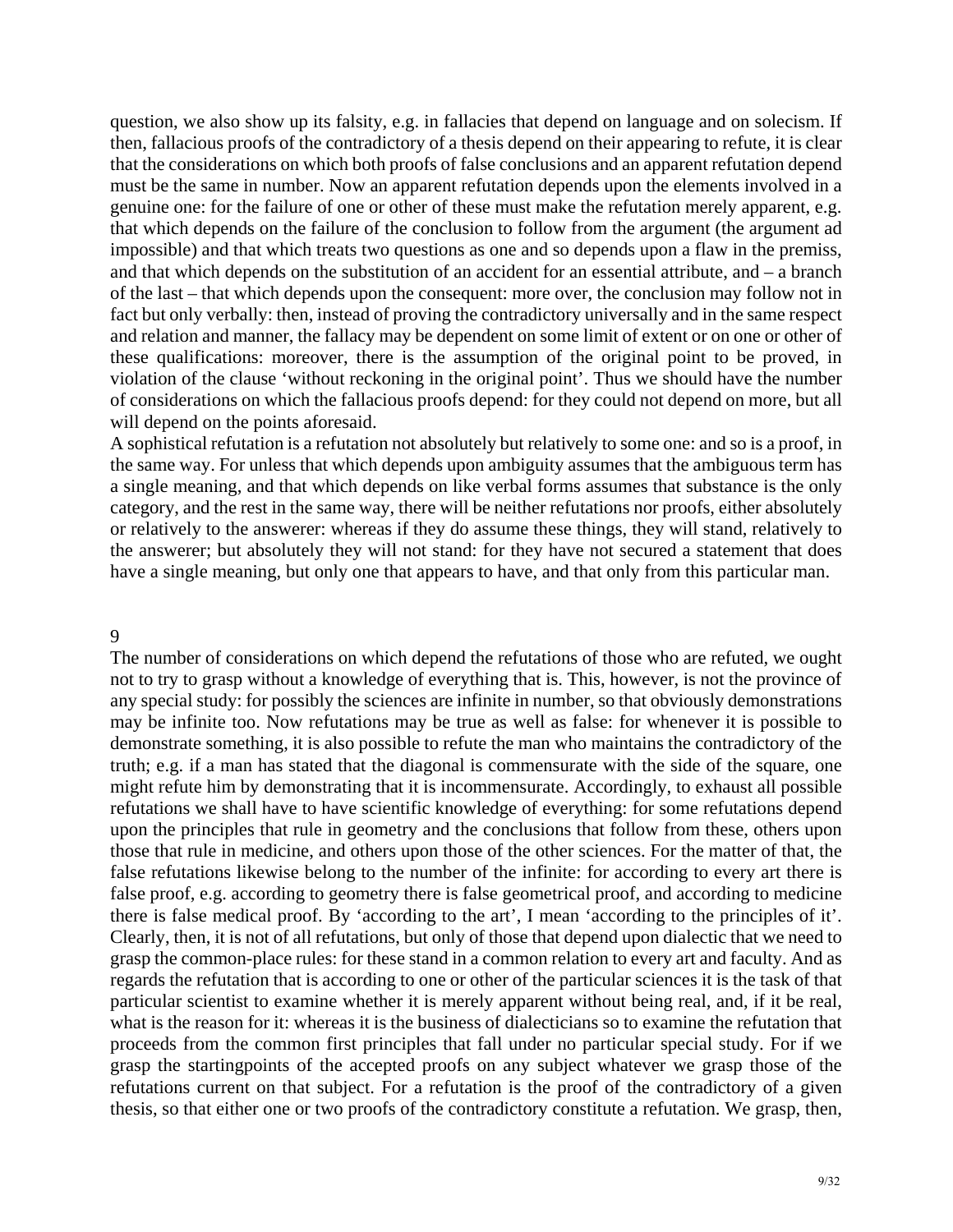question, we also show up its falsity, e.g. in fallacies that depend on language and on solecism. If then, fallacious proofs of the contradictory of a thesis depend on their appearing to refute, it is clear that the considerations on which both proofs of false conclusions and an apparent refutation depend must be the same in number. Now an apparent refutation depends upon the elements involved in a genuine one: for the failure of one or other of these must make the refutation merely apparent, e.g. that which depends on the failure of the conclusion to follow from the argument (the argument ad impossible) and that which treats two questions as one and so depends upon a flaw in the premiss, and that which depends on the substitution of an accident for an essential attribute, and – a branch of the last – that which depends upon the consequent: more over, the conclusion may follow not in fact but only verbally: then, instead of proving the contradictory universally and in the same respect and relation and manner, the fallacy may be dependent on some limit of extent or on one or other of these qualifications: moreover, there is the assumption of the original point to be proved, in violation of the clause 'without reckoning in the original point'. Thus we should have the number of considerations on which the fallacious proofs depend: for they could not depend on more, but all will depend on the points aforesaid.

A sophistical refutation is a refutation not absolutely but relatively to some one: and so is a proof, in the same way. For unless that which depends upon ambiguity assumes that the ambiguous term has a single meaning, and that which depends on like verbal forms assumes that substance is the only category, and the rest in the same way, there will be neither refutations nor proofs, either absolutely or relatively to the answerer: whereas if they do assume these things, they will stand, relatively to the answerer; but absolutely they will not stand: for they have not secured a statement that does have a single meaning, but only one that appears to have, and that only from this particular man.

## 9

The number of considerations on which depend the refutations of those who are refuted, we ought not to try to grasp without a knowledge of everything that is. This, however, is not the province of any special study: for possibly the sciences are infinite in number, so that obviously demonstrations may be infinite too. Now refutations may be true as well as false: for whenever it is possible to demonstrate something, it is also possible to refute the man who maintains the contradictory of the truth; e.g. if a man has stated that the diagonal is commensurate with the side of the square, one might refute him by demonstrating that it is incommensurate. Accordingly, to exhaust all possible refutations we shall have to have scientific knowledge of everything: for some refutations depend upon the principles that rule in geometry and the conclusions that follow from these, others upon those that rule in medicine, and others upon those of the other sciences. For the matter of that, the false refutations likewise belong to the number of the infinite: for according to every art there is false proof, e.g. according to geometry there is false geometrical proof, and according to medicine there is false medical proof. By 'according to the art', I mean 'according to the principles of it'. Clearly, then, it is not of all refutations, but only of those that depend upon dialectic that we need to grasp the common-place rules: for these stand in a common relation to every art and faculty. And as regards the refutation that is according to one or other of the particular sciences it is the task of that particular scientist to examine whether it is merely apparent without being real, and, if it be real, what is the reason for it: whereas it is the business of dialecticians so to examine the refutation that proceeds from the common first principles that fall under no particular special study. For if we grasp the startingpoints of the accepted proofs on any subject whatever we grasp those of the refutations current on that subject. For a refutation is the proof of the contradictory of a given thesis, so that either one or two proofs of the contradictory constitute a refutation. We grasp, then,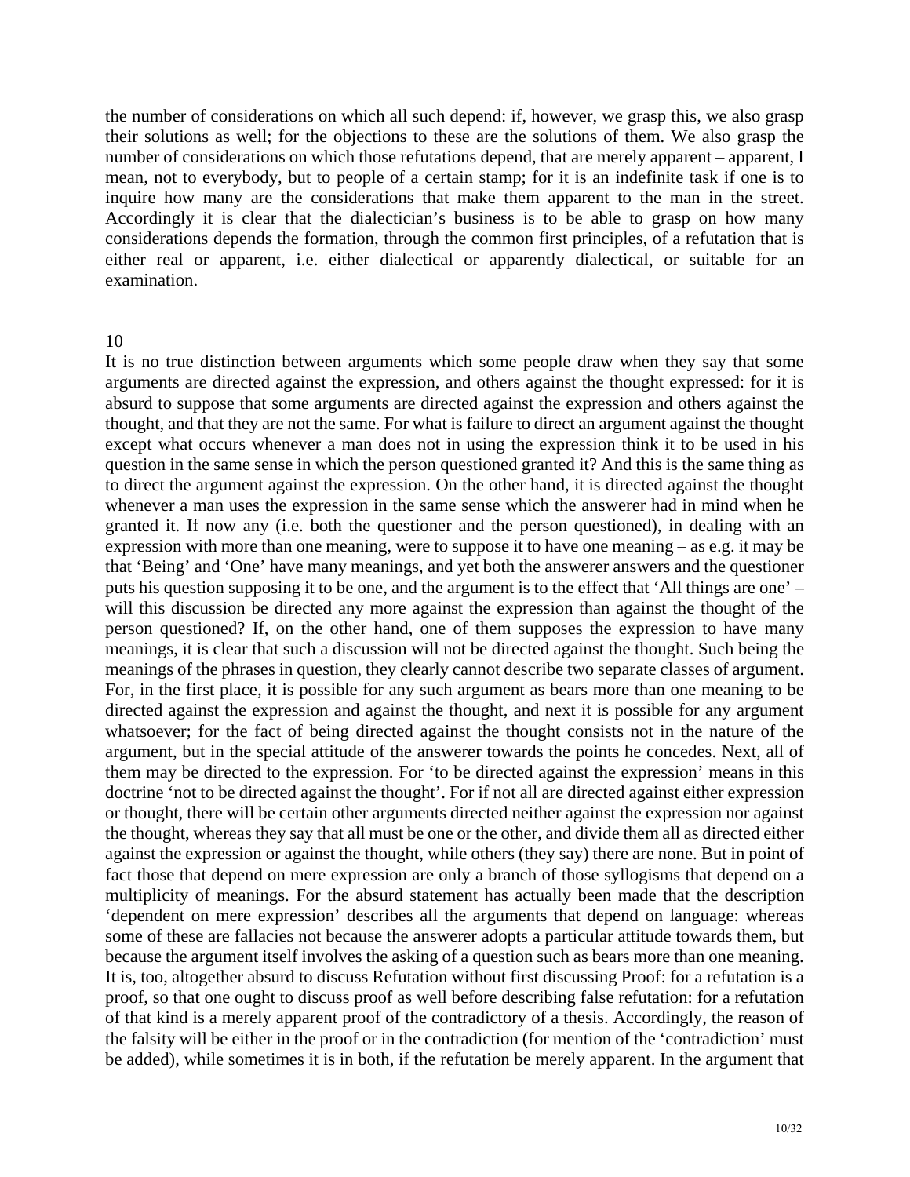the number of considerations on which all such depend: if, however, we grasp this, we also grasp their solutions as well; for the objections to these are the solutions of them. We also grasp the number of considerations on which those refutations depend, that are merely apparent – apparent, I mean, not to everybody, but to people of a certain stamp; for it is an indefinite task if one is to inquire how many are the considerations that make them apparent to the man in the street. Accordingly it is clear that the dialectician's business is to be able to grasp on how many considerations depends the formation, through the common first principles, of a refutation that is either real or apparent, i.e. either dialectical or apparently dialectical, or suitable for an examination.

## 10

It is no true distinction between arguments which some people draw when they say that some arguments are directed against the expression, and others against the thought expressed: for it is absurd to suppose that some arguments are directed against the expression and others against the thought, and that they are not the same. For what is failure to direct an argument against the thought except what occurs whenever a man does not in using the expression think it to be used in his question in the same sense in which the person questioned granted it? And this is the same thing as to direct the argument against the expression. On the other hand, it is directed against the thought whenever a man uses the expression in the same sense which the answerer had in mind when he granted it. If now any (i.e. both the questioner and the person questioned), in dealing with an expression with more than one meaning, were to suppose it to have one meaning – as e.g. it may be that 'Being' and 'One' have many meanings, and yet both the answerer answers and the questioner puts his question supposing it to be one, and the argument is to the effect that 'All things are one' – will this discussion be directed any more against the expression than against the thought of the person questioned? If, on the other hand, one of them supposes the expression to have many meanings, it is clear that such a discussion will not be directed against the thought. Such being the meanings of the phrases in question, they clearly cannot describe two separate classes of argument. For, in the first place, it is possible for any such argument as bears more than one meaning to be directed against the expression and against the thought, and next it is possible for any argument whatsoever; for the fact of being directed against the thought consists not in the nature of the argument, but in the special attitude of the answerer towards the points he concedes. Next, all of them may be directed to the expression. For 'to be directed against the expression' means in this doctrine 'not to be directed against the thought'. For if not all are directed against either expression or thought, there will be certain other arguments directed neither against the expression nor against the thought, whereas they say that all must be one or the other, and divide them all as directed either against the expression or against the thought, while others (they say) there are none. But in point of fact those that depend on mere expression are only a branch of those syllogisms that depend on a multiplicity of meanings. For the absurd statement has actually been made that the description 'dependent on mere expression' describes all the arguments that depend on language: whereas some of these are fallacies not because the answerer adopts a particular attitude towards them, but because the argument itself involves the asking of a question such as bears more than one meaning. It is, too, altogether absurd to discuss Refutation without first discussing Proof: for a refutation is a proof, so that one ought to discuss proof as well before describing false refutation: for a refutation of that kind is a merely apparent proof of the contradictory of a thesis. Accordingly, the reason of the falsity will be either in the proof or in the contradiction (for mention of the 'contradiction' must be added), while sometimes it is in both, if the refutation be merely apparent. In the argument that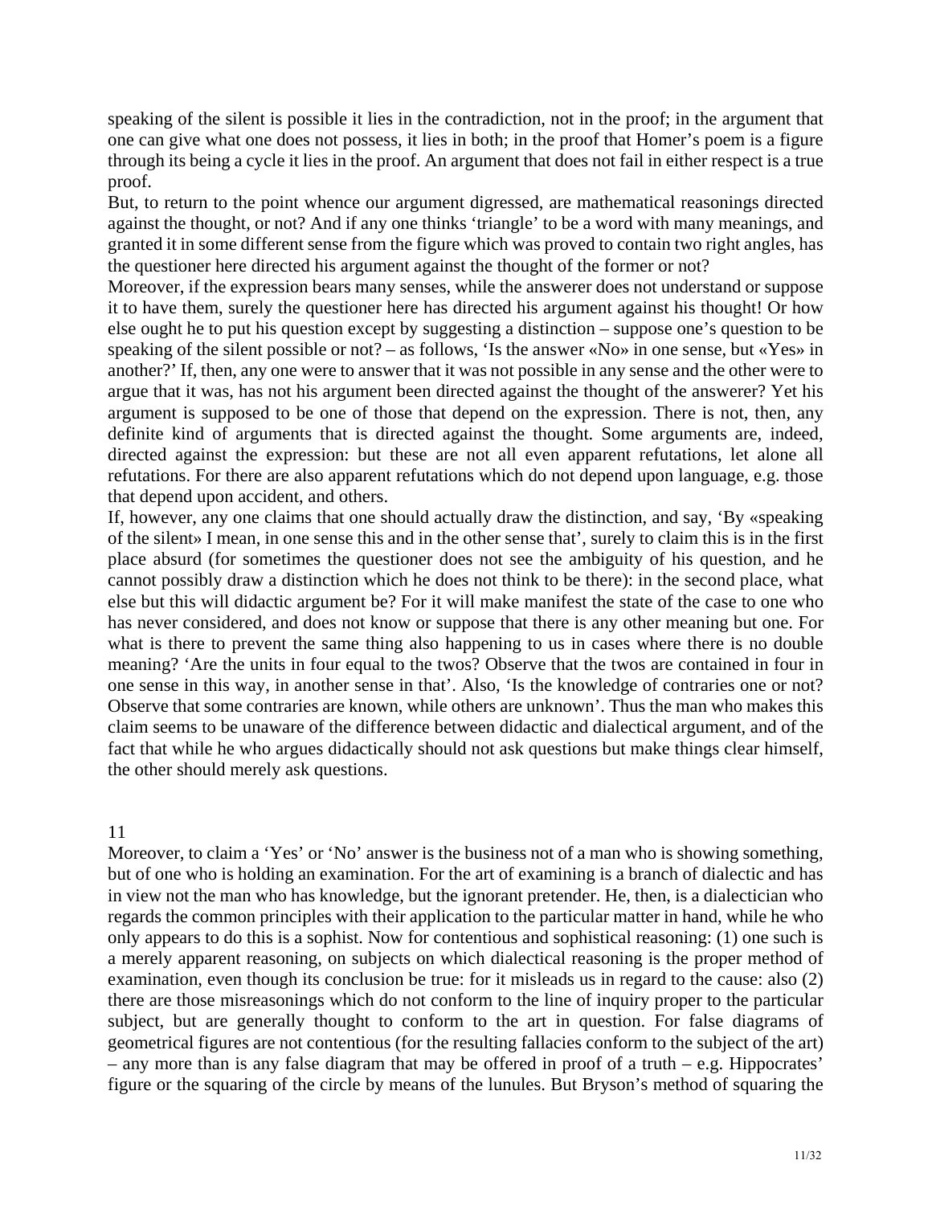speaking of the silent is possible it lies in the contradiction, not in the proof; in the argument that one can give what one does not possess, it lies in both; in the proof that Homer's poem is a figure through its being a cycle it lies in the proof. An argument that does not fail in either respect is a true proof.

But, to return to the point whence our argument digressed, are mathematical reasonings directed against the thought, or not? And if any one thinks 'triangle' to be a word with many meanings, and granted it in some different sense from the figure which was proved to contain two right angles, has the questioner here directed his argument against the thought of the former or not?

Moreover, if the expression bears many senses, while the answerer does not understand or suppose it to have them, surely the questioner here has directed his argument against his thought! Or how else ought he to put his question except by suggesting a distinction – suppose one's question to be speaking of the silent possible or not? – as follows, 'Is the answer «No» in one sense, but «Yes» in another?' If, then, any one were to answer that it was not possible in any sense and the other were to argue that it was, has not his argument been directed against the thought of the answerer? Yet his argument is supposed to be one of those that depend on the expression. There is not, then, any definite kind of arguments that is directed against the thought. Some arguments are, indeed, directed against the expression: but these are not all even apparent refutations, let alone all refutations. For there are also apparent refutations which do not depend upon language, e.g. those that depend upon accident, and others.

If, however, any one claims that one should actually draw the distinction, and say, 'By «speaking of the silent» I mean, in one sense this and in the other sense that', surely to claim this is in the first place absurd (for sometimes the questioner does not see the ambiguity of his question, and he cannot possibly draw a distinction which he does not think to be there): in the second place, what else but this will didactic argument be? For it will make manifest the state of the case to one who has never considered, and does not know or suppose that there is any other meaning but one. For what is there to prevent the same thing also happening to us in cases where there is no double meaning? 'Are the units in four equal to the twos? Observe that the twos are contained in four in one sense in this way, in another sense in that'. Also, 'Is the knowledge of contraries one or not? Observe that some contraries are known, while others are unknown'. Thus the man who makes this claim seems to be unaware of the difference between didactic and dialectical argument, and of the fact that while he who argues didactically should not ask questions but make things clear himself, the other should merely ask questions.

## 11

Moreover, to claim a 'Yes' or 'No' answer is the business not of a man who is showing something, but of one who is holding an examination. For the art of examining is a branch of dialectic and has in view not the man who has knowledge, but the ignorant pretender. He, then, is a dialectician who regards the common principles with their application to the particular matter in hand, while he who only appears to do this is a sophist. Now for contentious and sophistical reasoning: (1) one such is a merely apparent reasoning, on subjects on which dialectical reasoning is the proper method of examination, even though its conclusion be true: for it misleads us in regard to the cause: also (2) there are those misreasonings which do not conform to the line of inquiry proper to the particular subject, but are generally thought to conform to the art in question. For false diagrams of geometrical figures are not contentious (for the resulting fallacies conform to the subject of the art) – any more than is any false diagram that may be offered in proof of a truth – e.g. Hippocrates' figure or the squaring of the circle by means of the lunules. But Bryson's method of squaring the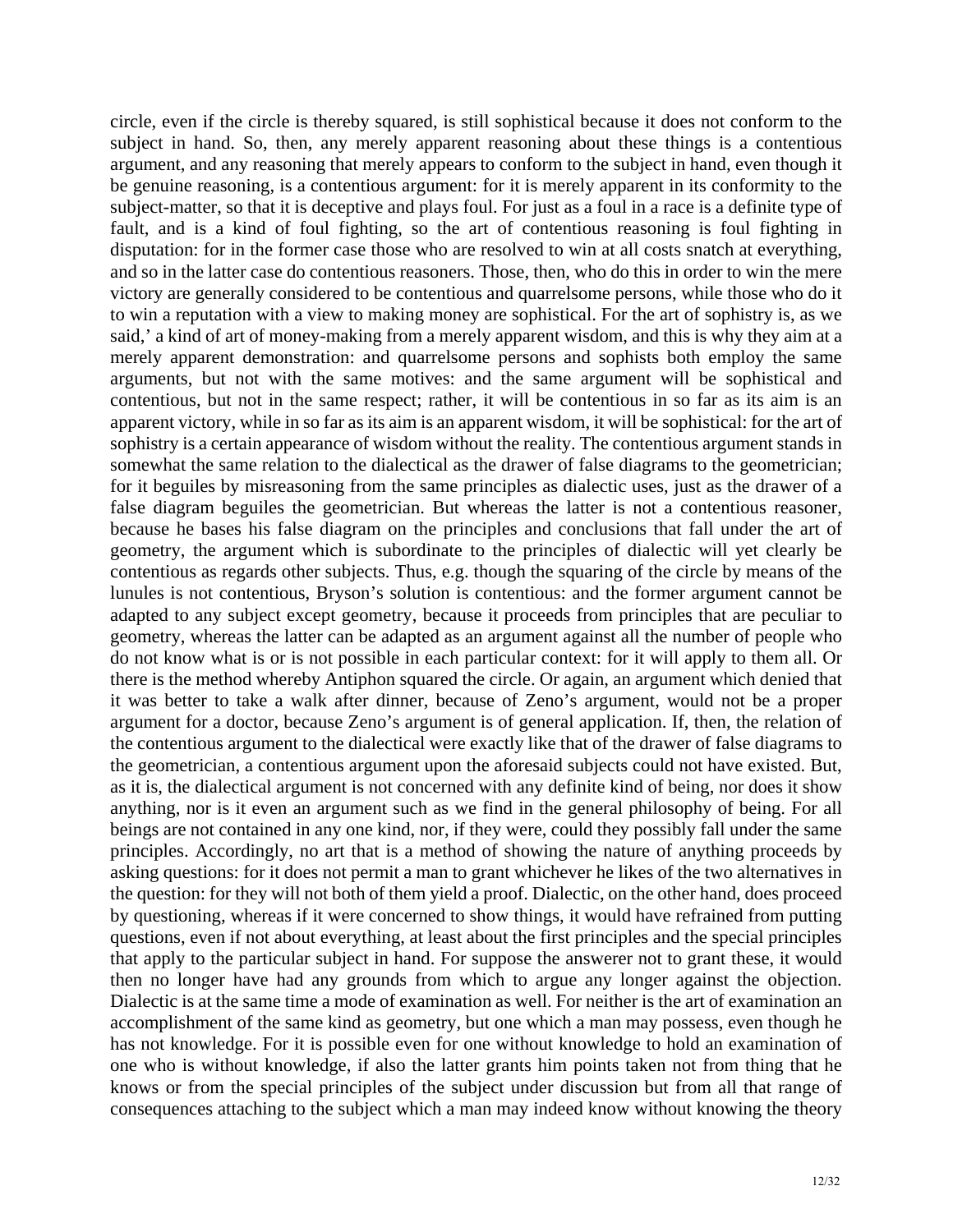circle, even if the circle is thereby squared, is still sophistical because it does not conform to the subject in hand. So, then, any merely apparent reasoning about these things is a contentious argument, and any reasoning that merely appears to conform to the subject in hand, even though it be genuine reasoning, is a contentious argument: for it is merely apparent in its conformity to the subject-matter, so that it is deceptive and plays foul. For just as a foul in a race is a definite type of fault, and is a kind of foul fighting, so the art of contentious reasoning is foul fighting in disputation: for in the former case those who are resolved to win at all costs snatch at everything, and so in the latter case do contentious reasoners. Those, then, who do this in order to win the mere victory are generally considered to be contentious and quarrelsome persons, while those who do it to win a reputation with a view to making money are sophistical. For the art of sophistry is, as we said,' a kind of art of money-making from a merely apparent wisdom, and this is why they aim at a merely apparent demonstration: and quarrelsome persons and sophists both employ the same arguments, but not with the same motives: and the same argument will be sophistical and contentious, but not in the same respect; rather, it will be contentious in so far as its aim is an apparent victory, while in so far as its aim is an apparent wisdom, it will be sophistical: for the art of sophistry is a certain appearance of wisdom without the reality. The contentious argument stands in somewhat the same relation to the dialectical as the drawer of false diagrams to the geometrician; for it beguiles by misreasoning from the same principles as dialectic uses, just as the drawer of a false diagram beguiles the geometrician. But whereas the latter is not a contentious reasoner, because he bases his false diagram on the principles and conclusions that fall under the art of geometry, the argument which is subordinate to the principles of dialectic will yet clearly be contentious as regards other subjects. Thus, e.g. though the squaring of the circle by means of the lunules is not contentious, Bryson's solution is contentious: and the former argument cannot be adapted to any subject except geometry, because it proceeds from principles that are peculiar to geometry, whereas the latter can be adapted as an argument against all the number of people who do not know what is or is not possible in each particular context: for it will apply to them all. Or there is the method whereby Antiphon squared the circle. Or again, an argument which denied that it was better to take a walk after dinner, because of Zeno's argument, would not be a proper argument for a doctor, because Zeno's argument is of general application. If, then, the relation of the contentious argument to the dialectical were exactly like that of the drawer of false diagrams to the geometrician, a contentious argument upon the aforesaid subjects could not have existed. But, as it is, the dialectical argument is not concerned with any definite kind of being, nor does it show anything, nor is it even an argument such as we find in the general philosophy of being. For all beings are not contained in any one kind, nor, if they were, could they possibly fall under the same principles. Accordingly, no art that is a method of showing the nature of anything proceeds by asking questions: for it does not permit a man to grant whichever he likes of the two alternatives in the question: for they will not both of them yield a proof. Dialectic, on the other hand, does proceed by questioning, whereas if it were concerned to show things, it would have refrained from putting questions, even if not about everything, at least about the first principles and the special principles that apply to the particular subject in hand. For suppose the answerer not to grant these, it would then no longer have had any grounds from which to argue any longer against the objection. Dialectic is at the same time a mode of examination as well. For neither is the art of examination an accomplishment of the same kind as geometry, but one which a man may possess, even though he has not knowledge. For it is possible even for one without knowledge to hold an examination of one who is without knowledge, if also the latter grants him points taken not from thing that he knows or from the special principles of the subject under discussion but from all that range of consequences attaching to the subject which a man may indeed know without knowing the theory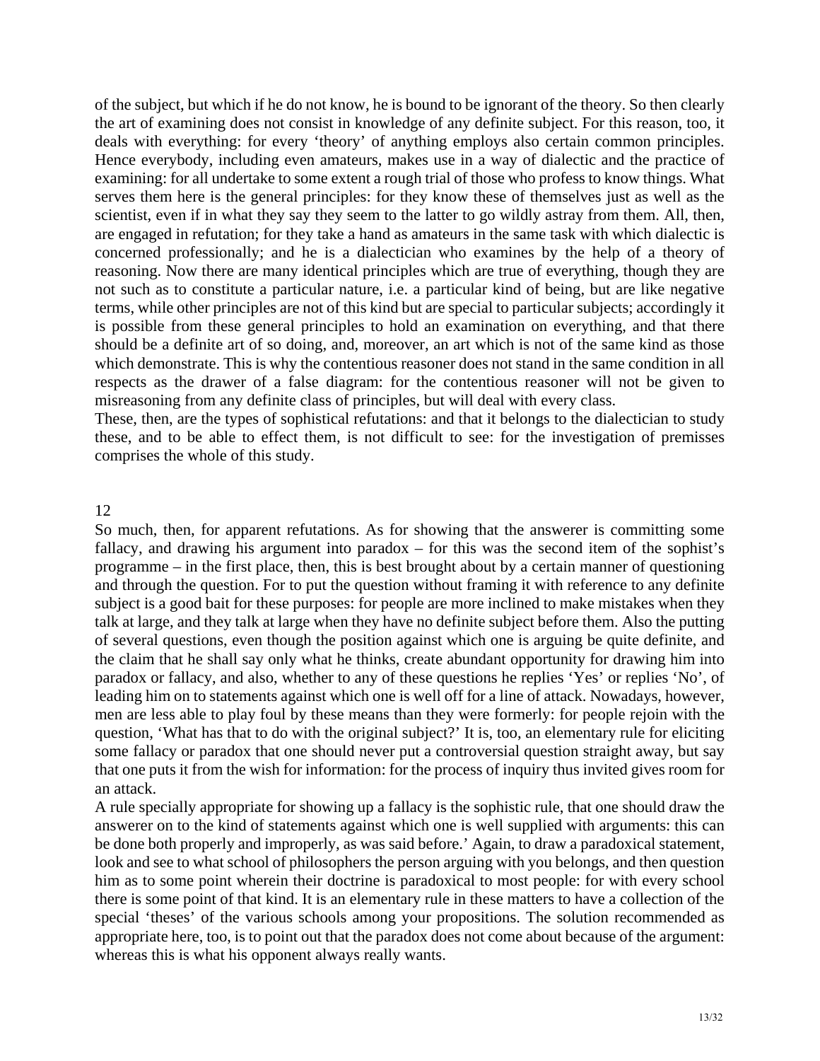of the subject, but which if he do not know, he is bound to be ignorant of the theory. So then clearly the art of examining does not consist in knowledge of any definite subject. For this reason, too, it deals with everything: for every 'theory' of anything employs also certain common principles. Hence everybody, including even amateurs, makes use in a way of dialectic and the practice of examining: for all undertake to some extent a rough trial of those who profess to know things. What serves them here is the general principles: for they know these of themselves just as well as the scientist, even if in what they say they seem to the latter to go wildly astray from them. All, then, are engaged in refutation; for they take a hand as amateurs in the same task with which dialectic is concerned professionally; and he is a dialectician who examines by the help of a theory of reasoning. Now there are many identical principles which are true of everything, though they are not such as to constitute a particular nature, i.e. a particular kind of being, but are like negative terms, while other principles are not of this kind but are special to particular subjects; accordingly it is possible from these general principles to hold an examination on everything, and that there should be a definite art of so doing, and, moreover, an art which is not of the same kind as those which demonstrate. This is why the contentious reasoner does not stand in the same condition in all respects as the drawer of a false diagram: for the contentious reasoner will not be given to misreasoning from any definite class of principles, but will deal with every class.

These, then, are the types of sophistical refutations: and that it belongs to the dialectician to study these, and to be able to effect them, is not difficult to see: for the investigation of premisses comprises the whole of this study.

## 12

So much, then, for apparent refutations. As for showing that the answerer is committing some fallacy, and drawing his argument into paradox – for this was the second item of the sophist's programme – in the first place, then, this is best brought about by a certain manner of questioning and through the question. For to put the question without framing it with reference to any definite subject is a good bait for these purposes: for people are more inclined to make mistakes when they talk at large, and they talk at large when they have no definite subject before them. Also the putting of several questions, even though the position against which one is arguing be quite definite, and the claim that he shall say only what he thinks, create abundant opportunity for drawing him into paradox or fallacy, and also, whether to any of these questions he replies 'Yes' or replies 'No', of leading him on to statements against which one is well off for a line of attack. Nowadays, however, men are less able to play foul by these means than they were formerly: for people rejoin with the question, 'What has that to do with the original subject?' It is, too, an elementary rule for eliciting some fallacy or paradox that one should never put a controversial question straight away, but say that one puts it from the wish for information: for the process of inquiry thus invited gives room for an attack.

A rule specially appropriate for showing up a fallacy is the sophistic rule, that one should draw the answerer on to the kind of statements against which one is well supplied with arguments: this can be done both properly and improperly, as was said before.' Again, to draw a paradoxical statement, look and see to what school of philosophers the person arguing with you belongs, and then question him as to some point wherein their doctrine is paradoxical to most people: for with every school there is some point of that kind. It is an elementary rule in these matters to have a collection of the special 'theses' of the various schools among your propositions. The solution recommended as appropriate here, too, is to point out that the paradox does not come about because of the argument: whereas this is what his opponent always really wants.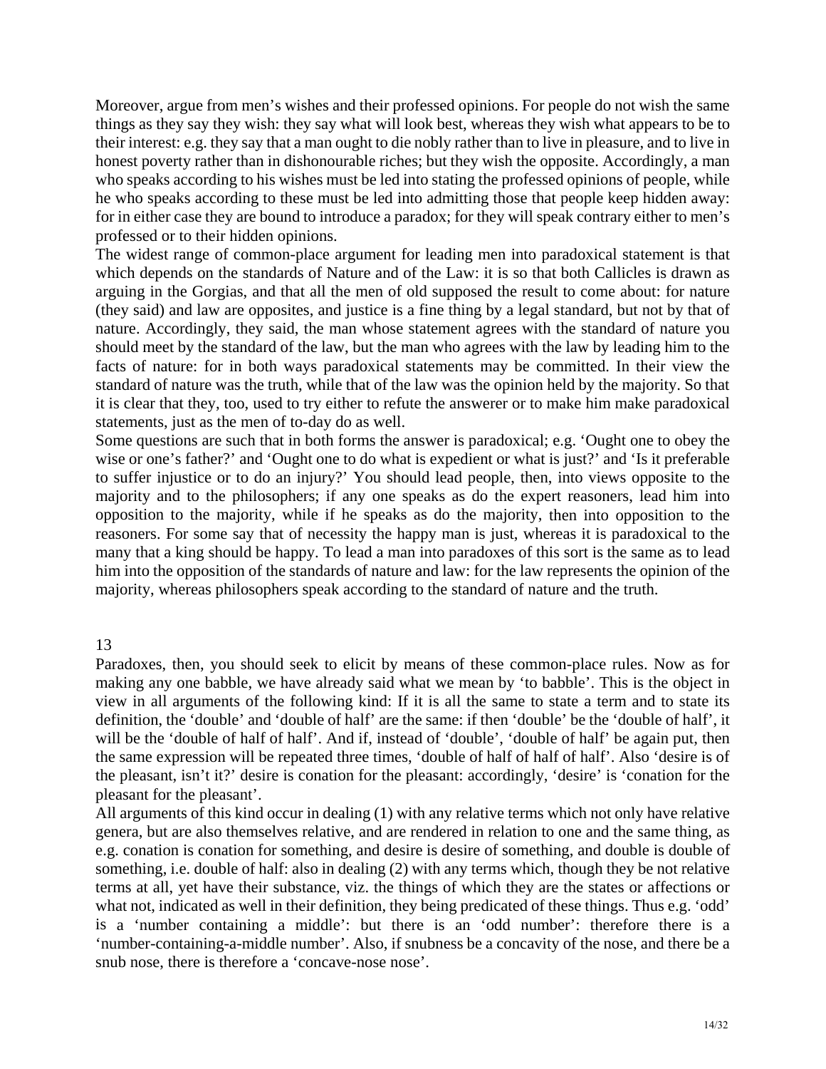Moreover, argue from men's wishes and their professed opinions. For people do not wish the same things as they say they wish: they say what will look best, whereas they wish what appears to be to their interest: e.g. they say that a man ought to die nobly rather than to live in pleasure, and to live in honest poverty rather than in dishonourable riches; but they wish the opposite. Accordingly, a man who speaks according to his wishes must be led into stating the professed opinions of people, while he who speaks according to these must be led into admitting those that people keep hidden away: for in either case they are bound to introduce a paradox; for they will speak contrary either to men's professed or to their hidden opinions.

The widest range of common-place argument for leading men into paradoxical statement is that which depends on the standards of Nature and of the Law: it is so that both Callicles is drawn as arguing in the Gorgias, and that all the men of old supposed the result to come about: for nature (they said) and law are opposites, and justice is a fine thing by a legal standard, but not by that of nature. Accordingly, they said, the man whose statement agrees with the standard of nature you should meet by the standard of the law, but the man who agrees with the law by leading him to the facts of nature: for in both ways paradoxical statements may be committed. In their view the standard of nature was the truth, while that of the law was the opinion held by the majority. So that it is clear that they, too, used to try either to refute the answerer or to make him make paradoxical statements, just as the men of to-day do as well.

Some questions are such that in both forms the answer is paradoxical; e.g. 'Ought one to obey the wise or one's father?' and 'Ought one to do what is expedient or what is just?' and 'Is it preferable to suffer injustice or to do an injury?' You should lead people, then, into views opposite to the majority and to the philosophers; if any one speaks as do the expert reasoners, lead him into opposition to the majority, while if he speaks as do the majority, then into opposition to the reasoners. For some say that of necessity the happy man is just, whereas it is paradoxical to the many that a king should be happy. To lead a man into paradoxes of this sort is the same as to lead him into the opposition of the standards of nature and law: for the law represents the opinion of the majority, whereas philosophers speak according to the standard of nature and the truth.

## 13

Paradoxes, then, you should seek to elicit by means of these common-place rules. Now as for making any one babble, we have already said what we mean by 'to babble'. This is the object in view in all arguments of the following kind: If it is all the same to state a term and to state its definition, the 'double' and 'double of half' are the same: if then 'double' be the 'double of half', it will be the 'double of half of half'. And if, instead of 'double', 'double of half' be again put, then the same expression will be repeated three times, 'double of half of half of half'. Also 'desire is of the pleasant, isn't it?' desire is conation for the pleasant: accordingly, 'desire' is 'conation for the pleasant for the pleasant'.

All arguments of this kind occur in dealing (1) with any relative terms which not only have relative genera, but are also themselves relative, and are rendered in relation to one and the same thing, as e.g. conation is conation for something, and desire is desire of something, and double is double of something, i.e. double of half: also in dealing (2) with any terms which, though they be not relative terms at all, yet have their substance, viz. the things of which they are the states or affections or what not, indicated as well in their definition, they being predicated of these things. Thus e.g. 'odd' is a 'number containing a middle': but there is an 'odd number': therefore there is a 'number-containing-a-middle number'. Also, if snubness be a concavity of the nose, and there be a snub nose, there is therefore a 'concave-nose nose'.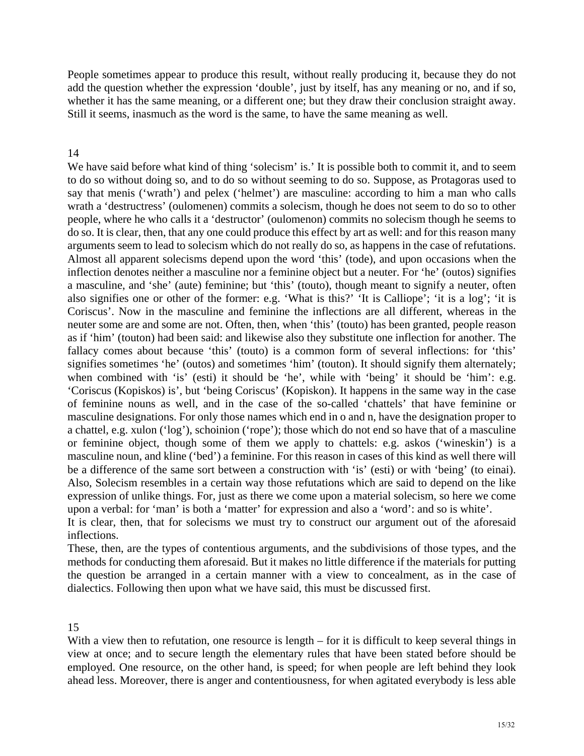People sometimes appear to produce this result, without really producing it, because they do not add the question whether the expression ‘double’, just by itself, has any meaning or no, and if so, whether it has the same meaning, or a different one; but they draw their conclusion straight away. Still it seems, inasmuch as the word is the same, to have the same meaning as well.

## 14

We have said before what kind of thing ‘solecism’ is.’ It is possible both to commit it, and to seem to do so without doing so, and to do so without seeming to do so. Suppose, as Protagoras used to say that menis (‘wrath’) and pelex (‘helmet’) are masculine: according to him a man who calls wrath a ‘destructress’ (oulomenen) commits a solecism, though he does not seem to do so to other people, where he who calls it a ‘destructor’ (oulomenon) commits no solecism though he seems to do so. It is clear, then, that any one could produce this effect by art as well: and for this reason many arguments seem to lead to solecism which do not really do so, as happens in the case of refutations. Almost all apparent solecisms depend upon the word ‘this’ (tode), and upon occasions when the inflection denotes neither a masculine nor a feminine object but a neuter. For ‘he’ (outos) signifies a masculine, and ‘she’ (aute) feminine; but ‘this’ (touto), though meant to signify a neuter, often also signifies one or other of the former: e.g. ‘What is this?’ ‘It is Calliope’; ‘it is a log’; ‘it is Coriscus’. Now in the masculine and feminine the inflections are all different, whereas in the neuter some are and some are not. Often, then, when ‘this’ (touto) has been granted, people reason as if ‘him’ (touton) had been said: and likewise also they substitute one inflection for another. The fallacy comes about because ‘this’ (touto) is a common form of several inflections: for ‘this’ signifies sometimes ‘he’ (outos) and sometimes ‘him’ (touton). It should signify them alternately; when combined with ‘is’ (esti) it should be ‘he’, while with ‘being’ it should be ‘him’: e.g. ‘Coriscus (Kopiskos) is’, but ‘being Coriscus’ (Kopiskon). It happens in the same way in the case of feminine nouns as well, and in the case of the so-called ‘chattels’ that have feminine or masculine designations. For only those names which end in o and n, have the designation proper to a chattel, e.g. xulon (‘log’), schoinion (‘rope’); those which do not end so have that of a masculine or feminine object, though some of them we apply to chattels: e.g. askos (‘wineskin’) is a masculine noun, and kline (‘bed’) a feminine. For this reason in cases of this kind as well there will be a difference of the same sort between a construction with ‘is’ (esti) or with ‘being’ (to einai). Also, Solecism resembles in a certain way those refutations which are said to depend on the like expression of unlike things. For, just as there we come upon a material solecism, so here we come upon a verbal: for ‘man’ is both a ‘matter’ for expression and also a ‘word’: and so is white’.

It is clear, then, that for solecisms we must try to construct our argument out of the aforesaid inflections.

These, then, are the types of contentious arguments, and the subdivisions of those types, and the methods for conducting them aforesaid. But it makes no little difference if the materials for putting the question be arranged in a certain manner with a view to concealment, as in the case of dialectics. Following then upon what we have said, this must be discussed first.

## 15

With a view then to refutation, one resource is length – for it is difficult to keep several things in view at once; and to secure length the elementary rules that have been stated before should be employed. One resource, on the other hand, is speed; for when people are left behind they look ahead less. Moreover, there is anger and contentiousness, for when agitated everybody is less able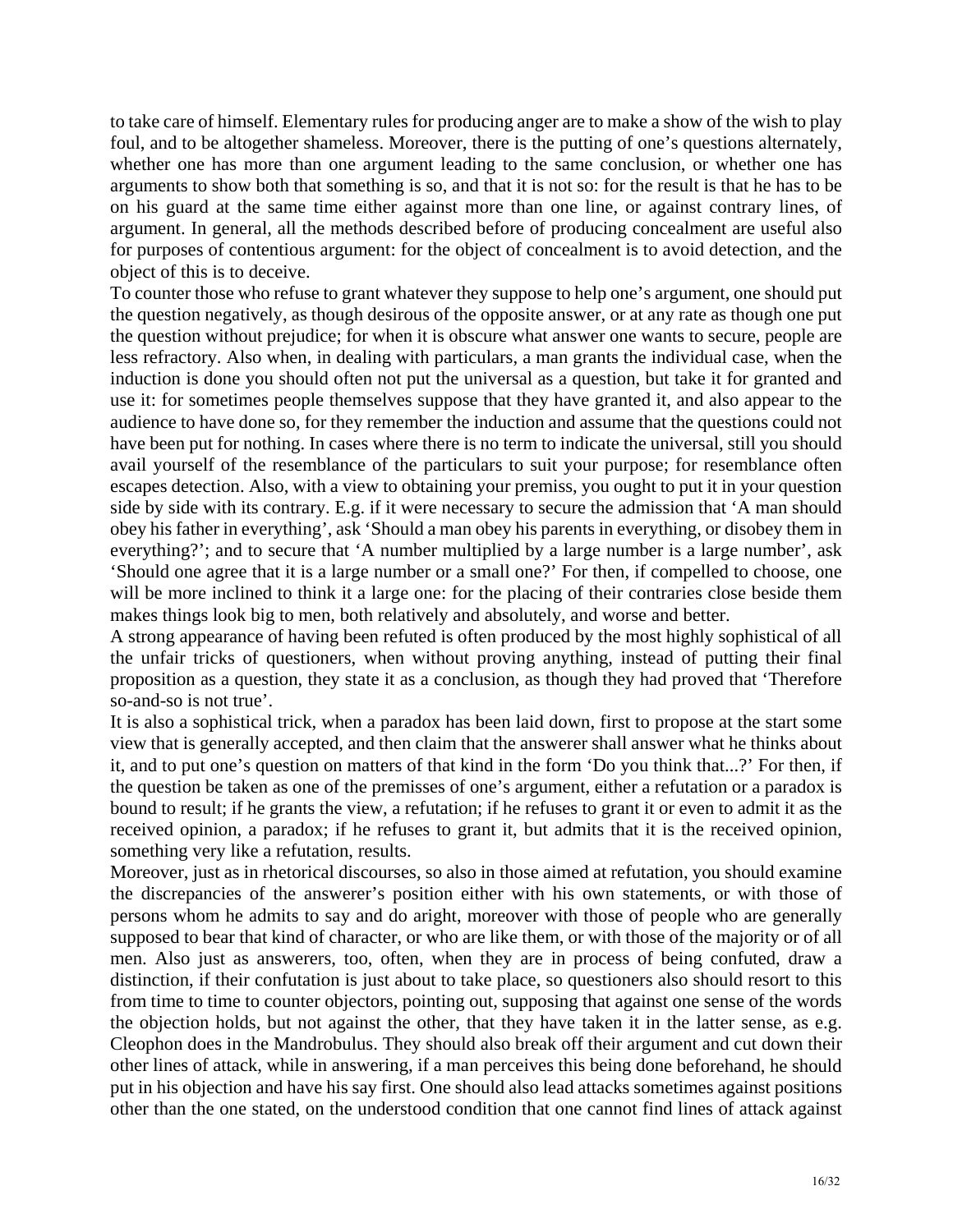to take care of himself. Elementary rules for producing anger are to make a show of the wish to play foul, and to be altogether shameless. Moreover, there is the putting of one's questions alternately, whether one has more than one argument leading to the same conclusion, or whether one has arguments to show both that something is so, and that it is not so: for the result is that he has to be on his guard at the same time either against more than one line, or against contrary lines, of argument. In general, all the methods described before of producing concealment are useful also for purposes of contentious argument: for the object of concealment is to avoid detection, and the object of this is to deceive.

To counter those who refuse to grant whatever they suppose to help one's argument, one should put the question negatively, as though desirous of the opposite answer, or at any rate as though one put the question without prejudice; for when it is obscure what answer one wants to secure, people are less refractory. Also when, in dealing with particulars, a man grants the individual case, when the induction is done you should often not put the universal as a question, but take it for granted and use it: for sometimes people themselves suppose that they have granted it, and also appear to the audience to have done so, for they remember the induction and assume that the questions could not have been put for nothing. In cases where there is no term to indicate the universal, still you should avail yourself of the resemblance of the particulars to suit your purpose; for resemblance often escapes detection. Also, with a view to obtaining your premiss, you ought to put it in your question side by side with its contrary. E.g. if it were necessary to secure the admission that 'A man should obey his father in everything', ask 'Should a man obey his parents in everything, or disobey them in everything?'; and to secure that 'A number multiplied by a large number is a large number', ask 'Should one agree that it is a large number or a small one?' For then, if compelled to choose, one will be more inclined to think it a large one: for the placing of their contraries close beside them makes things look big to men, both relatively and absolutely, and worse and better.

A strong appearance of having been refuted is often produced by the most highly sophistical of all the unfair tricks of questioners, when without proving anything, instead of putting their final proposition as a question, they state it as a conclusion, as though they had proved that 'Therefore so-and-so is not true'.

It is also a sophistical trick, when a paradox has been laid down, first to propose at the start some view that is generally accepted, and then claim that the answerer shall answer what he thinks about it, and to put one's question on matters of that kind in the form 'Do you think that...?' For then, if the question be taken as one of the premisses of one's argument, either a refutation or a paradox is bound to result; if he grants the view, a refutation; if he refuses to grant it or even to admit it as the received opinion, a paradox; if he refuses to grant it, but admits that it is the received opinion, something very like a refutation, results.

Moreover, just as in rhetorical discourses, so also in those aimed at refutation, you should examine the discrepancies of the answerer's position either with his own statements, or with those of persons whom he admits to say and do aright, moreover with those of people who are generally supposed to bear that kind of character, or who are like them, or with those of the majority or of all men. Also just as answerers, too, often, when they are in process of being confuted, draw a distinction, if their confutation is just about to take place, so questioners also should resort to this from time to time to counter objectors, pointing out, supposing that against one sense of the words the objection holds, but not against the other, that they have taken it in the latter sense, as e.g. Cleophon does in the Mandrobulus. They should also break off their argument and cut down their other lines of attack, while in answering, if a man perceives this being done beforehand, he should put in his objection and have his say first. One should also lead attacks sometimes against positions other than the one stated, on the understood condition that one cannot find lines of attack against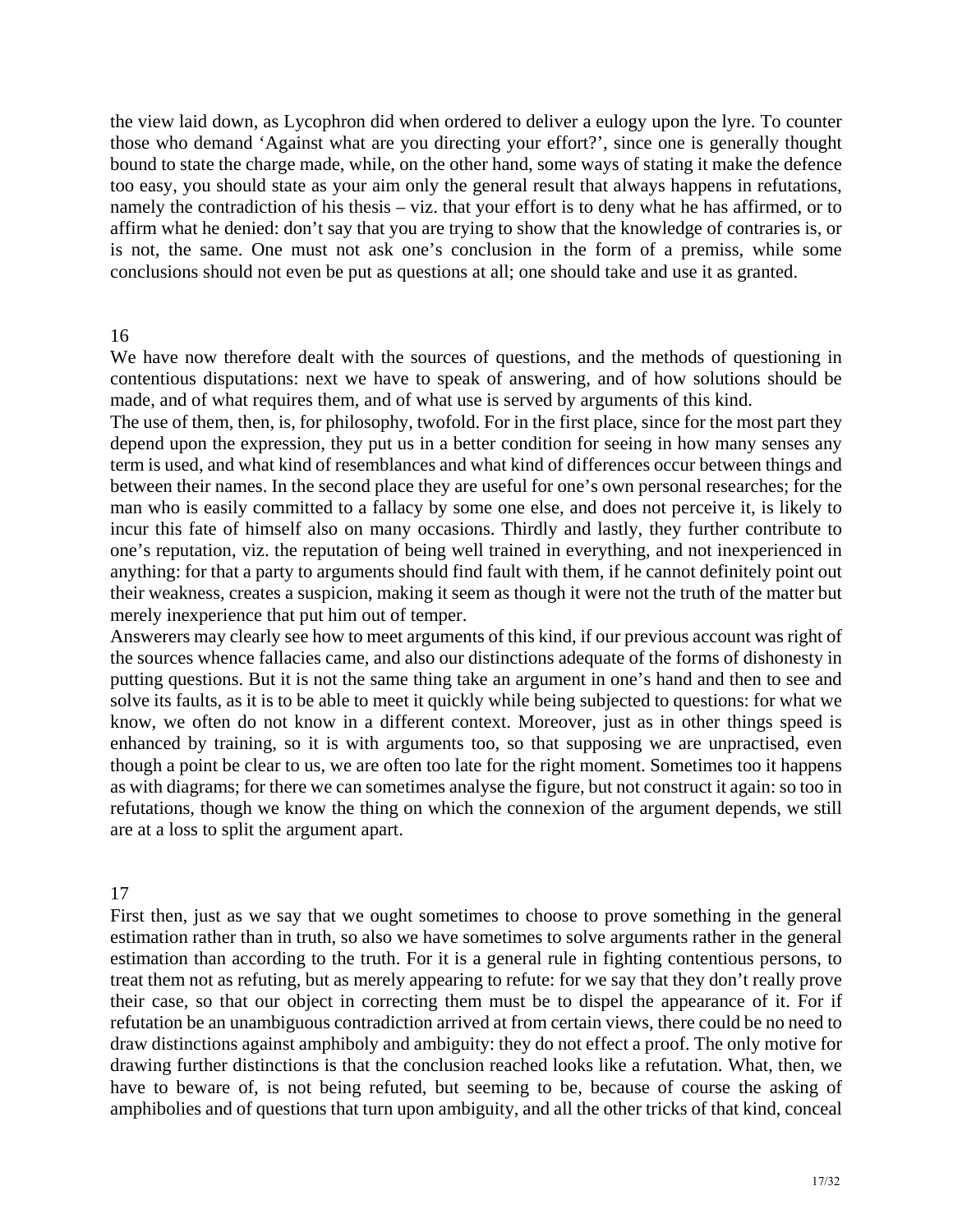the view laid down, as Lycophron did when ordered to deliver a eulogy upon the lyre. To counter those who demand 'Against what are you directing your effort?', since one is generally thought bound to state the charge made, while, on the other hand, some ways of stating it make the defence too easy, you should state as your aim only the general result that always happens in refutations, namely the contradiction of his thesis – viz. that your effort is to deny what he has affirmed, or to affirm what he denied: don't say that you are trying to show that the knowledge of contraries is, or is not, the same. One must not ask one's conclusion in the form of a premiss, while some conclusions should not even be put as questions at all; one should take and use it as granted.

## 16

We have now therefore dealt with the sources of questions, and the methods of questioning in contentious disputations: next we have to speak of answering, and of how solutions should be made, and of what requires them, and of what use is served by arguments of this kind.

The use of them, then, is, for philosophy, twofold. For in the first place, since for the most part they depend upon the expression, they put us in a better condition for seeing in how many senses any term is used, and what kind of resemblances and what kind of differences occur between things and between their names. In the second place they are useful for one's own personal researches; for the man who is easily committed to a fallacy by some one else, and does not perceive it, is likely to incur this fate of himself also on many occasions. Thirdly and lastly, they further contribute to one's reputation, viz. the reputation of being well trained in everything, and not inexperienced in anything: for that a party to arguments should find fault with them, if he cannot definitely point out their weakness, creates a suspicion, making it seem as though it were not the truth of the matter but merely inexperience that put him out of temper.

Answerers may clearly see how to meet arguments of this kind, if our previous account was right of the sources whence fallacies came, and also our distinctions adequate of the forms of dishonesty in putting questions. But it is not the same thing take an argument in one's hand and then to see and solve its faults, as it is to be able to meet it quickly while being subjected to questions: for what we know, we often do not know in a different context. Moreover, just as in other things speed is enhanced by training, so it is with arguments too, so that supposing we are unpractised, even though a point be clear to us, we are often too late for the right moment. Sometimes too it happens as with diagrams; for there we can sometimes analyse the figure, but not construct it again: so too in refutations, though we know the thing on which the connexion of the argument depends, we still are at a loss to split the argument apart.

## 17

First then, just as we say that we ought sometimes to choose to prove something in the general estimation rather than in truth, so also we have sometimes to solve arguments rather in the general estimation than according to the truth. For it is a general rule in fighting contentious persons, to treat them not as refuting, but as merely appearing to refute: for we say that they don't really prove their case, so that our object in correcting them must be to dispel the appearance of it. For if refutation be an unambiguous contradiction arrived at from certain views, there could be no need to draw distinctions against amphiboly and ambiguity: they do not effect a proof. The only motive for drawing further distinctions is that the conclusion reached looks like a refutation. What, then, we have to beware of, is not being refuted, but seeming to be, because of course the asking of amphibolies and of questions that turn upon ambiguity, and all the other tricks of that kind, conceal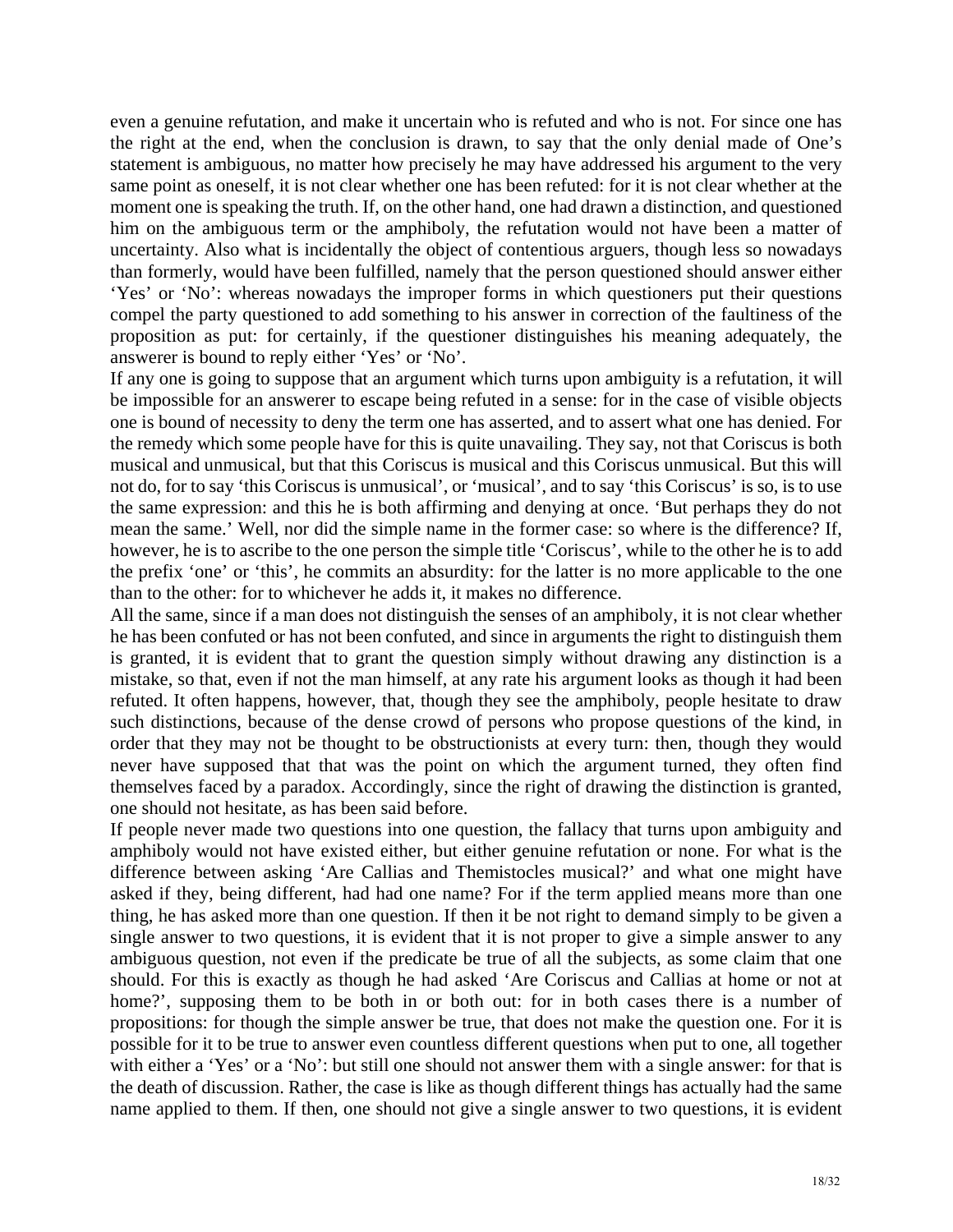even a genuine refutation, and make it uncertain who is refuted and who is not. For since one has the right at the end, when the conclusion is drawn, to say that the only denial made of One's statement is ambiguous, no matter how precisely he may have addressed his argument to the very same point as oneself, it is not clear whether one has been refuted: for it is not clear whether at the moment one is speaking the truth. If, on the other hand, one had drawn a distinction, and questioned him on the ambiguous term or the amphiboly, the refutation would not have been a matter of uncertainty. Also what is incidentally the object of contentious arguers, though less so nowadays than formerly, would have been fulfilled, namely that the person questioned should answer either 'Yes' or 'No': whereas nowadays the improper forms in which questioners put their questions compel the party questioned to add something to his answer in correction of the faultiness of the proposition as put: for certainly, if the questioner distinguishes his meaning adequately, the answerer is bound to reply either 'Yes' or 'No'.

If any one is going to suppose that an argument which turns upon ambiguity is a refutation, it will be impossible for an answerer to escape being refuted in a sense: for in the case of visible objects one is bound of necessity to deny the term one has asserted, and to assert what one has denied. For the remedy which some people have for this is quite unavailing. They say, not that Coriscus is both musical and unmusical, but that this Coriscus is musical and this Coriscus unmusical. But this will not do, for to say 'this Coriscus is unmusical', or 'musical', and to say 'this Coriscus' is so, is to use the same expression: and this he is both affirming and denying at once. 'But perhaps they do not mean the same.' Well, nor did the simple name in the former case: so where is the difference? If, however, he is to ascribe to the one person the simple title 'Coriscus', while to the other he is to add the prefix 'one' or 'this', he commits an absurdity: for the latter is no more applicable to the one than to the other: for to whichever he adds it, it makes no difference.

All the same, since if a man does not distinguish the senses of an amphiboly, it is not clear whether he has been confuted or has not been confuted, and since in arguments the right to distinguish them is granted, it is evident that to grant the question simply without drawing any distinction is a mistake, so that, even if not the man himself, at any rate his argument looks as though it had been refuted. It often happens, however, that, though they see the amphiboly, people hesitate to draw such distinctions, because of the dense crowd of persons who propose questions of the kind, in order that they may not be thought to be obstructionists at every turn: then, though they would never have supposed that that was the point on which the argument turned, they often find themselves faced by a paradox. Accordingly, since the right of drawing the distinction is granted, one should not hesitate, as has been said before.

If people never made two questions into one question, the fallacy that turns upon ambiguity and amphiboly would not have existed either, but either genuine refutation or none. For what is the difference between asking 'Are Callias and Themistocles musical?' and what one might have asked if they, being different, had had one name? For if the term applied means more than one thing, he has asked more than one question. If then it be not right to demand simply to be given a single answer to two questions, it is evident that it is not proper to give a simple answer to any ambiguous question, not even if the predicate be true of all the subjects, as some claim that one should. For this is exactly as though he had asked 'Are Coriscus and Callias at home or not at home?', supposing them to be both in or both out: for in both cases there is a number of propositions: for though the simple answer be true, that does not make the question one. For it is possible for it to be true to answer even countless different questions when put to one, all together with either a 'Yes' or a 'No': but still one should not answer them with a single answer: for that is the death of discussion. Rather, the case is like as though different things has actually had the same name applied to them. If then, one should not give a single answer to two questions, it is evident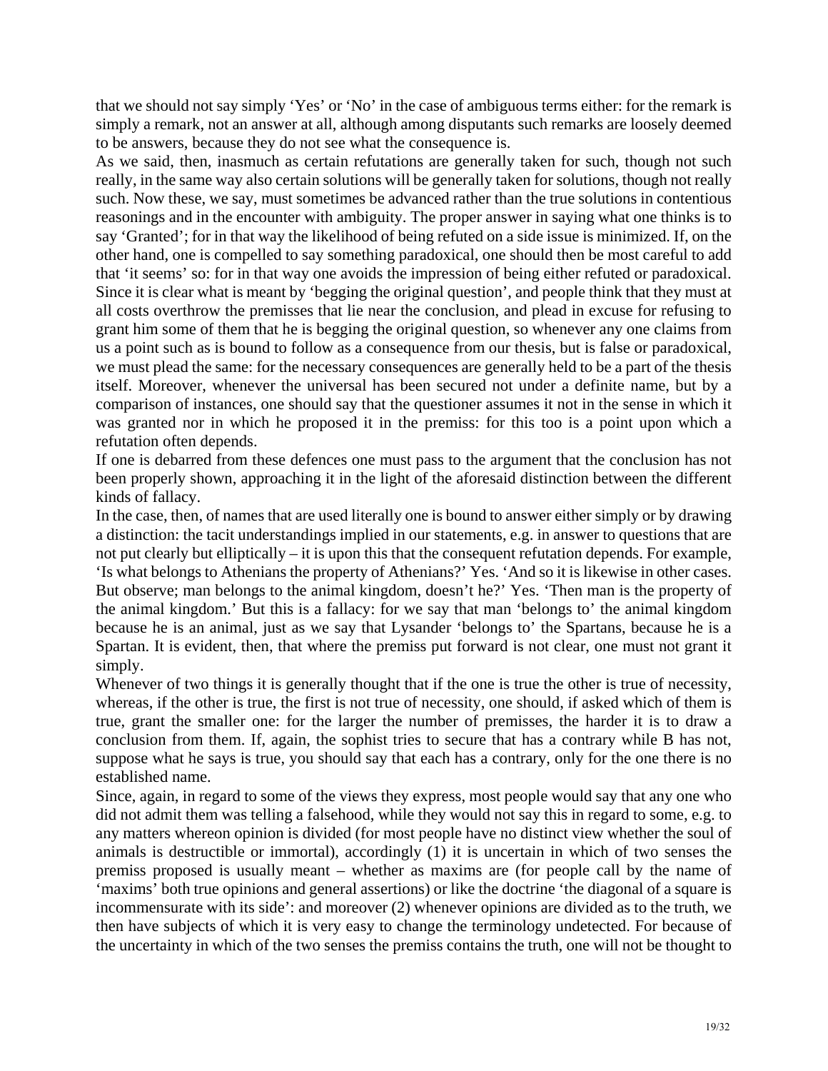that we should not say simply 'Yes' or 'No' in the case of ambiguous terms either: for the remark is simply a remark, not an answer at all, although among disputants such remarks are loosely deemed to be answers, because they do not see what the consequence is.

As we said, then, inasmuch as certain refutations are generally taken for such, though not such really, in the same way also certain solutions will be generally taken for solutions, though not really such. Now these, we say, must sometimes be advanced rather than the true solutions in contentious reasonings and in the encounter with ambiguity. The proper answer in saying what one thinks is to say 'Granted'; for in that way the likelihood of being refuted on a side issue is minimized. If, on the other hand, one is compelled to say something paradoxical, one should then be most careful to add that 'it seems' so: for in that way one avoids the impression of being either refuted or paradoxical. Since it is clear what is meant by 'begging the original question', and people think that they must at all costs overthrow the premisses that lie near the conclusion, and plead in excuse for refusing to grant him some of them that he is begging the original question, so whenever any one claims from us a point such as is bound to follow as a consequence from our thesis, but is false or paradoxical, we must plead the same: for the necessary consequences are generally held to be a part of the thesis itself. Moreover, whenever the universal has been secured not under a definite name, but by a comparison of instances, one should say that the questioner assumes it not in the sense in which it was granted nor in which he proposed it in the premiss: for this too is a point upon which a refutation often depends.

If one is debarred from these defences one must pass to the argument that the conclusion has not been properly shown, approaching it in the light of the aforesaid distinction between the different kinds of fallacy.

In the case, then, of names that are used literally one is bound to answer either simply or by drawing a distinction: the tacit understandings implied in our statements, e.g. in answer to questions that are not put clearly but elliptically – it is upon this that the consequent refutation depends. For example, 'Is what belongs to Athenians the property of Athenians?' Yes. 'And so it is likewise in other cases. But observe; man belongs to the animal kingdom, doesn't he?' Yes. 'Then man is the property of the animal kingdom.' But this is a fallacy: for we say that man 'belongs to' the animal kingdom because he is an animal, just as we say that Lysander 'belongs to' the Spartans, because he is a Spartan. It is evident, then, that where the premiss put forward is not clear, one must not grant it simply.

Whenever of two things it is generally thought that if the one is true the other is true of necessity, whereas, if the other is true, the first is not true of necessity, one should, if asked which of them is true, grant the smaller one: for the larger the number of premisses, the harder it is to draw a conclusion from them. If, again, the sophist tries to secure that has a contrary while B has not, suppose what he says is true, you should say that each has a contrary, only for the one there is no established name.

Since, again, in regard to some of the views they express, most people would say that any one who did not admit them was telling a falsehood, while they would not say this in regard to some, e.g. to any matters whereon opinion is divided (for most people have no distinct view whether the soul of animals is destructible or immortal), accordingly (1) it is uncertain in which of two senses the premiss proposed is usually meant – whether as maxims are (for people call by the name of 'maxims' both true opinions and general assertions) or like the doctrine 'the diagonal of a square is incommensurate with its side': and moreover (2) whenever opinions are divided as to the truth, we then have subjects of which it is very easy to change the terminology undetected. For because of the uncertainty in which of the two senses the premiss contains the truth, one will not be thought to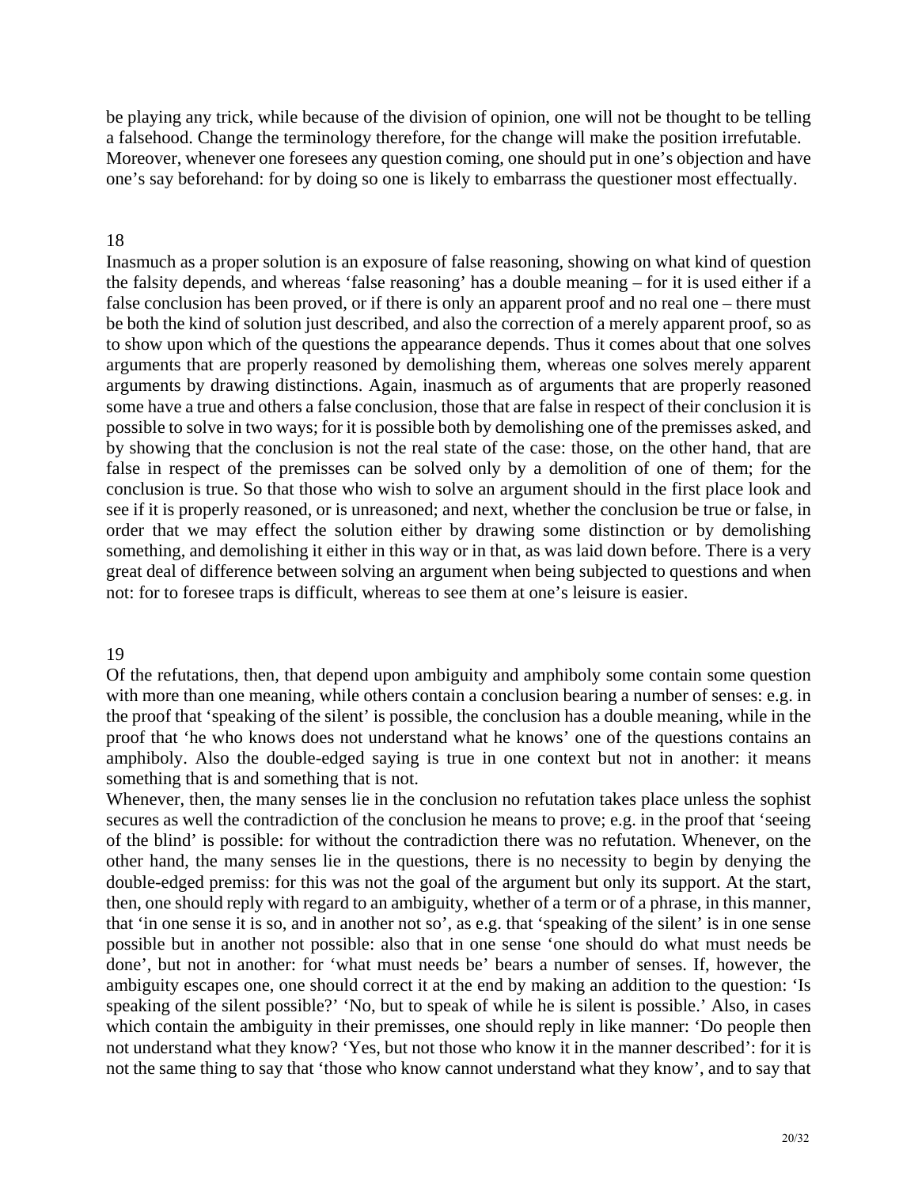be playing any trick, while because of the division of opinion, one will not be thought to be telling a falsehood. Change the terminology therefore, for the change will make the position irrefutable. Moreover, whenever one foresees any question coming, one should put in one's objection and have one's say beforehand: for by doing so one is likely to embarrass the questioner most effectually.

## 18

Inasmuch as a proper solution is an exposure of false reasoning, showing on what kind of question the falsity depends, and whereas 'false reasoning' has a double meaning – for it is used either if a false conclusion has been proved, or if there is only an apparent proof and no real one – there must be both the kind of solution just described, and also the correction of a merely apparent proof, so as to show upon which of the questions the appearance depends. Thus it comes about that one solves arguments that are properly reasoned by demolishing them, whereas one solves merely apparent arguments by drawing distinctions. Again, inasmuch as of arguments that are properly reasoned some have a true and others a false conclusion, those that are false in respect of their conclusion it is possible to solve in two ways; for it is possible both by demolishing one of the premisses asked, and by showing that the conclusion is not the real state of the case: those, on the other hand, that are false in respect of the premisses can be solved only by a demolition of one of them; for the conclusion is true. So that those who wish to solve an argument should in the first place look and see if it is properly reasoned, or is unreasoned; and next, whether the conclusion be true or false, in order that we may effect the solution either by drawing some distinction or by demolishing something, and demolishing it either in this way or in that, as was laid down before. There is a very great deal of difference between solving an argument when being subjected to questions and when not: for to foresee traps is difficult, whereas to see them at one's leisure is easier.

## 19

Of the refutations, then, that depend upon ambiguity and amphiboly some contain some question with more than one meaning, while others contain a conclusion bearing a number of senses: e.g. in the proof that 'speaking of the silent' is possible, the conclusion has a double meaning, while in the proof that 'he who knows does not understand what he knows' one of the questions contains an amphiboly. Also the double-edged saying is true in one context but not in another: it means something that is and something that is not.

Whenever, then, the many senses lie in the conclusion no refutation takes place unless the sophist secures as well the contradiction of the conclusion he means to prove; e.g. in the proof that 'seeing of the blind' is possible: for without the contradiction there was no refutation. Whenever, on the other hand, the many senses lie in the questions, there is no necessity to begin by denying the double-edged premiss: for this was not the goal of the argument but only its support. At the start, then, one should reply with regard to an ambiguity, whether of a term or of a phrase, in this manner, that 'in one sense it is so, and in another not so', as e.g. that 'speaking of the silent' is in one sense possible but in another not possible: also that in one sense 'one should do what must needs be done', but not in another: for 'what must needs be' bears a number of senses. If, however, the ambiguity escapes one, one should correct it at the end by making an addition to the question: 'Is speaking of the silent possible?' 'No, but to speak of while he is silent is possible.' Also, in cases which contain the ambiguity in their premisses, one should reply in like manner: 'Do people then not understand what they know? 'Yes, but not those who know it in the manner described': for it is not the same thing to say that 'those who know cannot understand what they know', and to say that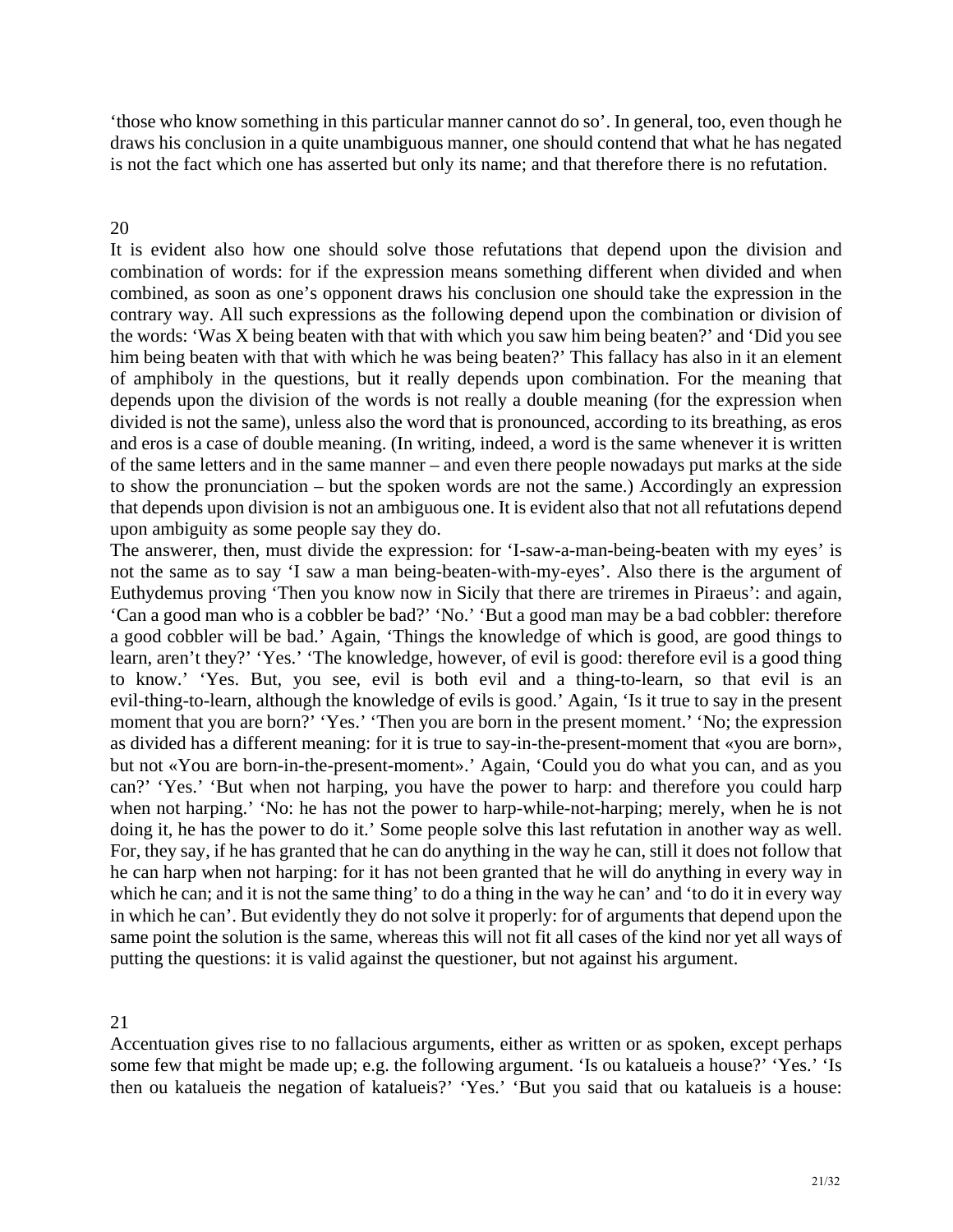'those who know something in this particular manner cannot do so'. In general, too, even though he draws his conclusion in a quite unambiguous manner, one should contend that what he has negated is not the fact which one has asserted but only its name; and that therefore there is no refutation.

## 20

It is evident also how one should solve those refutations that depend upon the division and combination of words: for if the expression means something different when divided and when combined, as soon as one's opponent draws his conclusion one should take the expression in the contrary way. All such expressions as the following depend upon the combination or division of the words: 'Was X being beaten with that with which you saw him being beaten?' and 'Did you see him being beaten with that with which he was being beaten?' This fallacy has also in it an element of amphiboly in the questions, but it really depends upon combination. For the meaning that depends upon the division of the words is not really a double meaning (for the expression when divided is not the same), unless also the word that is pronounced, according to its breathing, as eros and eros is a case of double meaning. (In writing, indeed, a word is the same whenever it is written of the same letters and in the same manner – and even there people nowadays put marks at the side to show the pronunciation – but the spoken words are not the same.) Accordingly an expression that depends upon division is not an ambiguous one. It is evident also that not all refutations depend upon ambiguity as some people say they do.

The answerer, then, must divide the expression: for 'I-saw-a-man-being-beaten with my eyes' is not the same as to say 'I saw a man being-beaten-with-my-eyes'. Also there is the argument of Euthydemus proving 'Then you know now in Sicily that there are triremes in Piraeus': and again, 'Can a good man who is a cobbler be bad?' 'No.' 'But a good man may be a bad cobbler: therefore a good cobbler will be bad.' Again, 'Things the knowledge of which is good, are good things to learn, aren't they?' 'Yes.' 'The knowledge, however, of evil is good: therefore evil is a good thing to know.' 'Yes. But, you see, evil is both evil and a thing-to-learn, so that evil is an evil-thing-to-learn, although the knowledge of evils is good.' Again, 'Is it true to say in the present moment that you are born?' 'Yes.' 'Then you are born in the present moment.' 'No; the expression as divided has a different meaning: for it is true to say-in-the-present-moment that «you are born», but not «You are born-in-the-present-moment».' Again, 'Could you do what you can, and as you can?' 'Yes.' 'But when not harping, you have the power to harp: and therefore you could harp when not harping.' 'No: he has not the power to harp-while-not-harping; merely, when he is not doing it, he has the power to do it.' Some people solve this last refutation in another way as well. For, they say, if he has granted that he can do anything in the way he can, still it does not follow that he can harp when not harping: for it has not been granted that he will do anything in every way in which he can; and it is not the same thing' to do a thing in the way he can' and 'to do it in every way in which he can'. But evidently they do not solve it properly: for of arguments that depend upon the same point the solution is the same, whereas this will not fit all cases of the kind nor yet all ways of putting the questions: it is valid against the questioner, but not against his argument.

## 21

Accentuation gives rise to no fallacious arguments, either as written or as spoken, except perhaps some few that might be made up; e.g. the following argument. 'Is ou katalueis a house?' 'Yes.' 'Is then ou katalueis the negation of katalueis?' 'Yes.' 'But you said that ou katalueis is a house: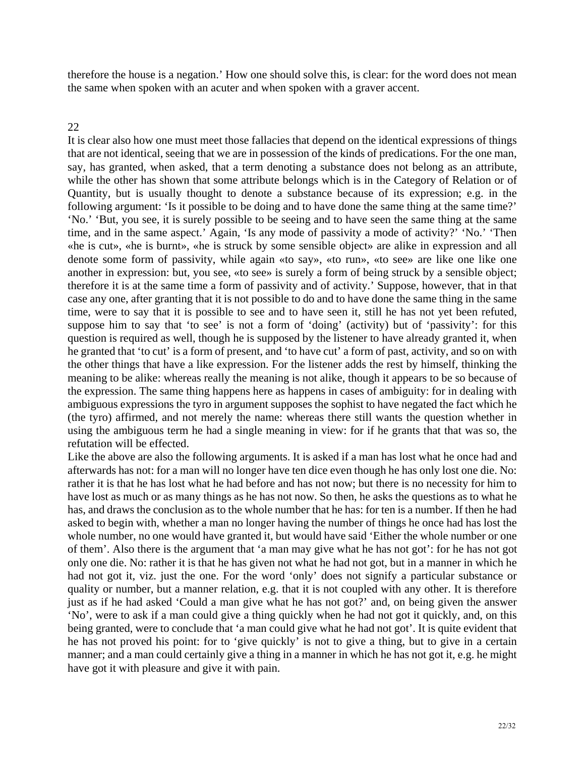therefore the house is a negation.' How one should solve this, is clear: for the word does not mean the same when spoken with an acuter and when spoken with a graver accent.

## 22

It is clear also how one must meet those fallacies that depend on the identical expressions of things that are not identical, seeing that we are in possession of the kinds of predications. For the one man, say, has granted, when asked, that a term denoting a substance does not belong as an attribute, while the other has shown that some attribute belongs which is in the Category of Relation or of Quantity, but is usually thought to denote a substance because of its expression; e.g. in the following argument: 'Is it possible to be doing and to have done the same thing at the same time?' 'No.' 'But, you see, it is surely possible to be seeing and to have seen the same thing at the same time, and in the same aspect.' Again, 'Is any mode of passivity a mode of activity?' 'No.' 'Then «he is cut», «he is burnt», «he is struck by some sensible object» are alike in expression and all denote some form of passivity, while again «to say», «to run», «to see» are like one like one another in expression: but, you see, «to see» is surely a form of being struck by a sensible object; therefore it is at the same time a form of passivity and of activity.' Suppose, however, that in that case any one, after granting that it is not possible to do and to have done the same thing in the same time, were to say that it is possible to see and to have seen it, still he has not yet been refuted, suppose him to say that 'to see' is not a form of 'doing' (activity) but of 'passivity': for this question is required as well, though he is supposed by the listener to have already granted it, when he granted that 'to cut' is a form of present, and 'to have cut' a form of past, activity, and so on with the other things that have a like expression. For the listener adds the rest by himself, thinking the meaning to be alike: whereas really the meaning is not alike, though it appears to be so because of the expression. The same thing happens here as happens in cases of ambiguity: for in dealing with ambiguous expressions the tyro in argument supposes the sophist to have negated the fact which he (the tyro) affirmed, and not merely the name: whereas there still wants the question whether in using the ambiguous term he had a single meaning in view: for if he grants that that was so, the refutation will be effected.

Like the above are also the following arguments. It is asked if a man has lost what he once had and afterwards has not: for a man will no longer have ten dice even though he has only lost one die. No: rather it is that he has lost what he had before and has not now; but there is no necessity for him to have lost as much or as many things as he has not now. So then, he asks the questions as to what he has, and draws the conclusion as to the whole number that he has: for ten is a number. If then he had asked to begin with, whether a man no longer having the number of things he once had has lost the whole number, no one would have granted it, but would have said 'Either the whole number or one of them'. Also there is the argument that 'a man may give what he has not got': for he has not got only one die. No: rather it is that he has given not what he had not got, but in a manner in which he had not got it, viz. just the one. For the word 'only' does not signify a particular substance or quality or number, but a manner relation, e.g. that it is not coupled with any other. It is therefore just as if he had asked 'Could a man give what he has not got?' and, on being given the answer 'No', were to ask if a man could give a thing quickly when he had not got it quickly, and, on this being granted, were to conclude that 'a man could give what he had not got'. It is quite evident that he has not proved his point: for to 'give quickly' is not to give a thing, but to give in a certain manner; and a man could certainly give a thing in a manner in which he has not got it, e.g. he might have got it with pleasure and give it with pain.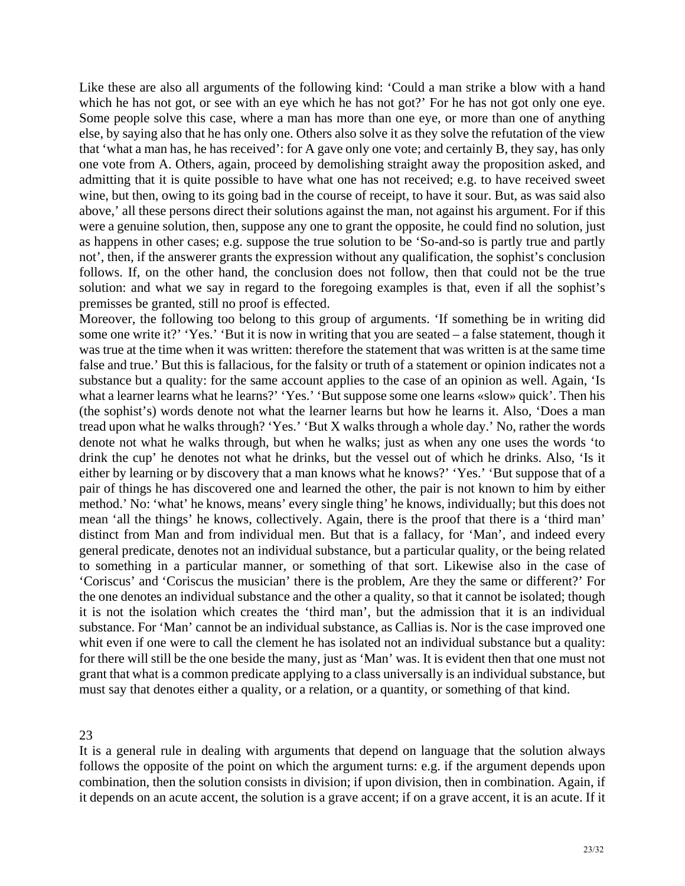Like these are also all arguments of the following kind: 'Could a man strike a blow with a hand which he has not got, or see with an eye which he has not got?' For he has not got only one eye. Some people solve this case, where a man has more than one eye, or more than one of anything else, by saying also that he has only one. Others also solve it as they solve the refutation of the view that 'what a man has, he has received': for A gave only one vote; and certainly B, they say, has only one vote from A. Others, again, proceed by demolishing straight away the proposition asked, and admitting that it is quite possible to have what one has not received; e.g. to have received sweet wine, but then, owing to its going bad in the course of receipt, to have it sour. But, as was said also above,' all these persons direct their solutions against the man, not against his argument. For if this were a genuine solution, then, suppose any one to grant the opposite, he could find no solution, just as happens in other cases; e.g. suppose the true solution to be 'So-and-so is partly true and partly not', then, if the answerer grants the expression without any qualification, the sophist's conclusion follows. If, on the other hand, the conclusion does not follow, then that could not be the true solution: and what we say in regard to the foregoing examples is that, even if all the sophist's premisses be granted, still no proof is effected.

Moreover, the following too belong to this group of arguments. 'If something be in writing did some one write it?' 'Yes.' 'But it is now in writing that you are seated – a false statement, though it was true at the time when it was written: therefore the statement that was written is at the same time false and true.' But this is fallacious, for the falsity or truth of a statement or opinion indicates not a substance but a quality: for the same account applies to the case of an opinion as well. Again, 'Is what a learner learns what he learns?' 'Yes.' 'But suppose some one learns «slow» quick'. Then his (the sophist's) words denote not what the learner learns but how he learns it. Also, 'Does a man tread upon what he walks through? 'Yes.' 'But X walks through a whole day.' No, rather the words denote not what he walks through, but when he walks; just as when any one uses the words 'to drink the cup' he denotes not what he drinks, but the vessel out of which he drinks. Also, 'Is it either by learning or by discovery that a man knows what he knows?' 'Yes.' 'But suppose that of a pair of things he has discovered one and learned the other, the pair is not known to him by either method.' No: 'what' he knows, means' every single thing' he knows, individually; but this does not mean 'all the things' he knows, collectively. Again, there is the proof that there is a 'third man' distinct from Man and from individual men. But that is a fallacy, for 'Man', and indeed every general predicate, denotes not an individual substance, but a particular quality, or the being related to something in a particular manner, or something of that sort. Likewise also in the case of 'Coriscus' and 'Coriscus the musician' there is the problem, Are they the same or different?' For the one denotes an individual substance and the other a quality, so that it cannot be isolated; though it is not the isolation which creates the 'third man', but the admission that it is an individual substance. For 'Man' cannot be an individual substance, as Callias is. Nor is the case improved one whit even if one were to call the clement he has isolated not an individual substance but a quality: for there will still be the one beside the many, just as 'Man' was. It is evident then that one must not grant that what is a common predicate applying to a class universally is an individual substance, but must say that denotes either a quality, or a relation, or a quantity, or something of that kind.

## 23

It is a general rule in dealing with arguments that depend on language that the solution always follows the opposite of the point on which the argument turns: e.g. if the argument depends upon combination, then the solution consists in division; if upon division, then in combination. Again, if it depends on an acute accent, the solution is a grave accent; if on a grave accent, it is an acute. If it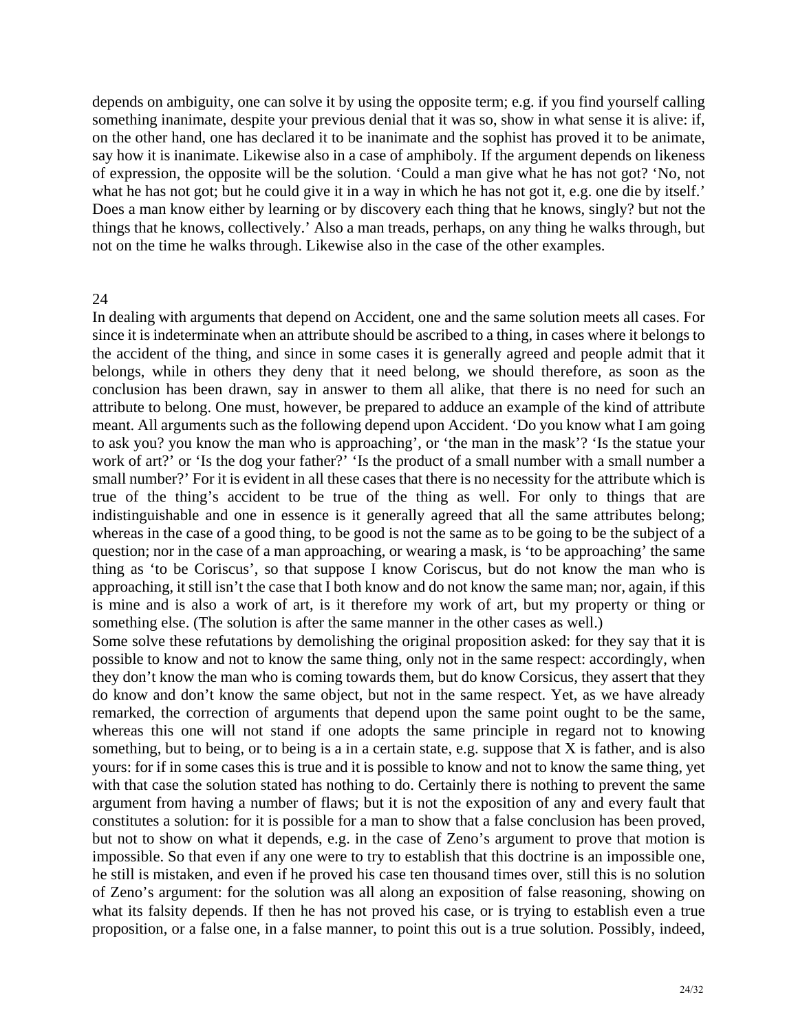depends on ambiguity, one can solve it by using the opposite term; e.g. if you find yourself calling something inanimate, despite your previous denial that it was so, show in what sense it is alive: if, on the other hand, one has declared it to be inanimate and the sophist has proved it to be animate, say how it is inanimate. Likewise also in a case of amphiboly. If the argument depends on likeness of expression, the opposite will be the solution. 'Could a man give what he has not got? 'No, not what he has not got; but he could give it in a way in which he has not got it, e.g. one die by itself.' Does a man know either by learning or by discovery each thing that he knows, singly? but not the things that he knows, collectively.' Also a man treads, perhaps, on any thing he walks through, but not on the time he walks through. Likewise also in the case of the other examples.

## 24

In dealing with arguments that depend on Accident, one and the same solution meets all cases. For since it is indeterminate when an attribute should be ascribed to a thing, in cases where it belongs to the accident of the thing, and since in some cases it is generally agreed and people admit that it belongs, while in others they deny that it need belong, we should therefore, as soon as the conclusion has been drawn, say in answer to them all alike, that there is no need for such an attribute to belong. One must, however, be prepared to adduce an example of the kind of attribute meant. All arguments such as the following depend upon Accident. 'Do you know what I am going to ask you? you know the man who is approaching', or 'the man in the mask'? 'Is the statue your work of art?' or 'Is the dog your father?' 'Is the product of a small number with a small number a small number?' For it is evident in all these cases that there is no necessity for the attribute which is true of the thing's accident to be true of the thing as well. For only to things that are indistinguishable and one in essence is it generally agreed that all the same attributes belong; whereas in the case of a good thing, to be good is not the same as to be going to be the subject of a question; nor in the case of a man approaching, or wearing a mask, is 'to be approaching' the same thing as 'to be Coriscus', so that suppose I know Coriscus, but do not know the man who is approaching, it still isn't the case that I both know and do not know the same man; nor, again, if this is mine and is also a work of art, is it therefore my work of art, but my property or thing or something else. (The solution is after the same manner in the other cases as well.)

Some solve these refutations by demolishing the original proposition asked: for they say that it is possible to know and not to know the same thing, only not in the same respect: accordingly, when they don't know the man who is coming towards them, but do know Corsicus, they assert that they do know and don't know the same object, but not in the same respect. Yet, as we have already remarked, the correction of arguments that depend upon the same point ought to be the same, whereas this one will not stand if one adopts the same principle in regard not to knowing something, but to being, or to being is a in a certain state, e.g. suppose that X is father, and is also yours: for if in some cases this is true and it is possible to know and not to know the same thing, yet with that case the solution stated has nothing to do. Certainly there is nothing to prevent the same argument from having a number of flaws; but it is not the exposition of any and every fault that constitutes a solution: for it is possible for a man to show that a false conclusion has been proved, but not to show on what it depends, e.g. in the case of Zeno's argument to prove that motion is impossible. So that even if any one were to try to establish that this doctrine is an impossible one, he still is mistaken, and even if he proved his case ten thousand times over, still this is no solution of Zeno's argument: for the solution was all along an exposition of false reasoning, showing on what its falsity depends. If then he has not proved his case, or is trying to establish even a true proposition, or a false one, in a false manner, to point this out is a true solution. Possibly, indeed,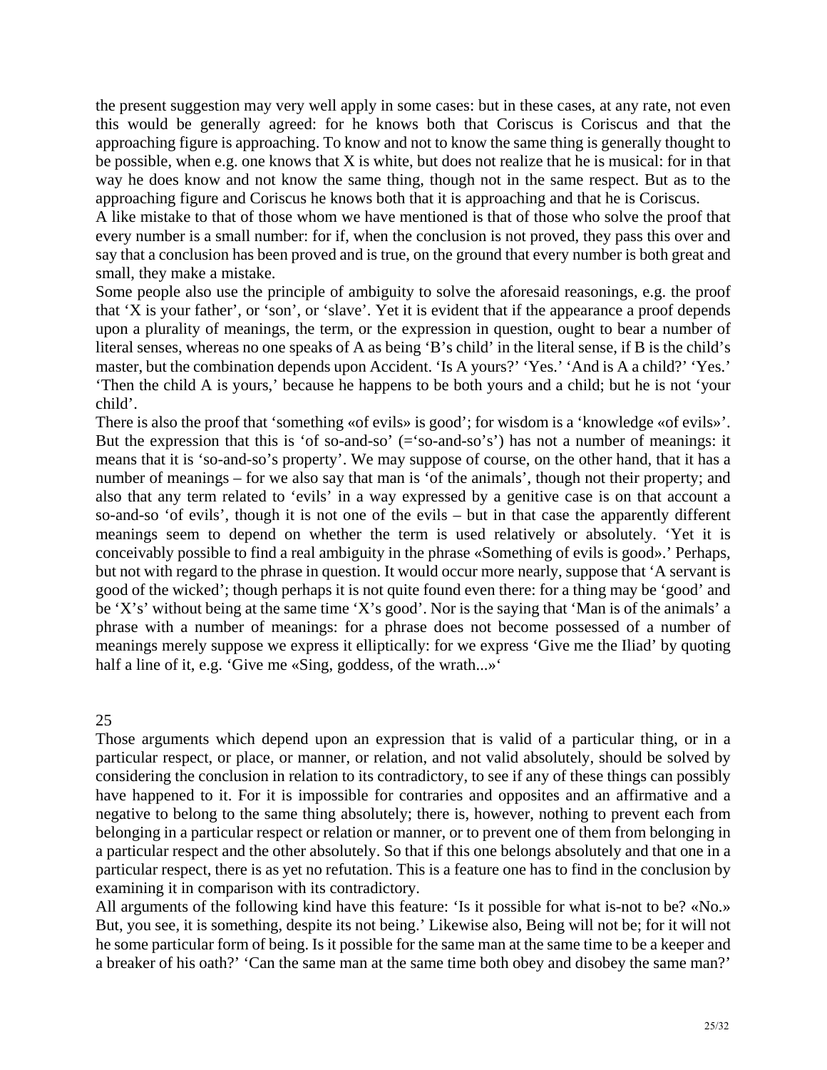the present suggestion may very well apply in some cases: but in these cases, at any rate, not even this would be generally agreed: for he knows both that Coriscus is Coriscus and that the approaching figure is approaching. To know and not to know the same thing is generally thought to be possible, when e.g. one knows that X is white, but does not realize that he is musical: for in that way he does know and not know the same thing, though not in the same respect. But as to the approaching figure and Coriscus he knows both that it is approaching and that he is Coriscus.

A like mistake to that of those whom we have mentioned is that of those who solve the proof that every number is a small number: for if, when the conclusion is not proved, they pass this over and say that a conclusion has been proved and is true, on the ground that every number is both great and small, they make a mistake.

Some people also use the principle of ambiguity to solve the aforesaid reasonings, e.g. the proof that 'X is your father', or 'son', or 'slave'. Yet it is evident that if the appearance a proof depends upon a plurality of meanings, the term, or the expression in question, ought to bear a number of literal senses, whereas no one speaks of A as being 'B's child' in the literal sense, if B is the child's master, but the combination depends upon Accident. 'Is A yours?' 'Yes.' 'And is A a child?' 'Yes.' 'Then the child A is yours,' because he happens to be both yours and a child; but he is not 'your child'.

There is also the proof that 'something «of evils» is good'; for wisdom is a 'knowledge «of evils»'. But the expression that this is 'of so-and-so' (='so-and-so's') has not a number of meanings: it means that it is 'so-and-so's property'. We may suppose of course, on the other hand, that it has a number of meanings – for we also say that man is 'of the animals', though not their property; and also that any term related to 'evils' in a way expressed by a genitive case is on that account a so-and-so 'of evils', though it is not one of the evils – but in that case the apparently different meanings seem to depend on whether the term is used relatively or absolutely. 'Yet it is conceivably possible to find a real ambiguity in the phrase «Something of evils is good».' Perhaps, but not with regard to the phrase in question. It would occur more nearly, suppose that 'A servant is good of the wicked'; though perhaps it is not quite found even there: for a thing may be 'good' and be 'X's' without being at the same time 'X's good'. Nor is the saying that 'Man is of the animals' a phrase with a number of meanings: for a phrase does not become possessed of a number of meanings merely suppose we express it elliptically: for we express 'Give me the Iliad' by quoting half a line of it, e.g. 'Give me «Sing, goddess, of the wrath...»'

## 25

Those arguments which depend upon an expression that is valid of a particular thing, or in a particular respect, or place, or manner, or relation, and not valid absolutely, should be solved by considering the conclusion in relation to its contradictory, to see if any of these things can possibly have happened to it. For it is impossible for contraries and opposites and an affirmative and a negative to belong to the same thing absolutely; there is, however, nothing to prevent each from belonging in a particular respect or relation or manner, or to prevent one of them from belonging in a particular respect and the other absolutely. So that if this one belongs absolutely and that one in a particular respect, there is as yet no refutation. This is a feature one has to find in the conclusion by examining it in comparison with its contradictory.

All arguments of the following kind have this feature: 'Is it possible for what is-not to be? «No.» But, you see, it is something, despite its not being.' Likewise also, Being will not be; for it will not he some particular form of being. Is it possible for the same man at the same time to be a keeper and a breaker of his oath?' 'Can the same man at the same time both obey and disobey the same man?'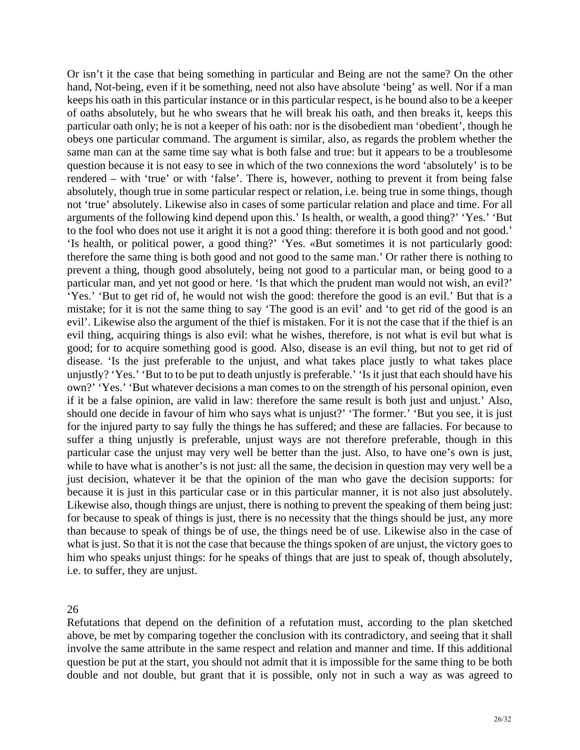Or isn't it the case that being something in particular and Being are not the same? On the other hand, Not-being, even if it be something, need not also have absolute 'being' as well. Nor if a man keeps his oath in this particular instance or in this particular respect, is he bound also to be a keeper of oaths absolutely, but he who swears that he will break his oath, and then breaks it, keeps this particular oath only; he is not a keeper of his oath: nor is the disobedient man 'obedient', though he obeys one particular command. The argument is similar, also, as regards the problem whether the same man can at the same time say what is both false and true: but it appears to be a troublesome question because it is not easy to see in which of the two connexions the word 'absolutely' is to be rendered – with 'true' or with 'false'. There is, however, nothing to prevent it from being false absolutely, though true in some particular respect or relation, i.e. being true in some things, though not 'true' absolutely. Likewise also in cases of some particular relation and place and time. For all arguments of the following kind depend upon this.' Is health, or wealth, a good thing?' 'Yes.' 'But to the fool who does not use it aright it is not a good thing: therefore it is both good and not good.' 'Is health, or political power, a good thing?' 'Yes. «But sometimes it is not particularly good: therefore the same thing is both good and not good to the same man.' Or rather there is nothing to prevent a thing, though good absolutely, being not good to a particular man, or being good to a particular man, and yet not good or here. 'Is that which the prudent man would not wish, an evil?' 'Yes.' 'But to get rid of, he would not wish the good: therefore the good is an evil.' But that is a mistake; for it is not the same thing to say 'The good is an evil' and 'to get rid of the good is an evil'. Likewise also the argument of the thief is mistaken. For it is not the case that if the thief is an evil thing, acquiring things is also evil: what he wishes, therefore, is not what is evil but what is good; for to acquire something good is good. Also, disease is an evil thing, but not to get rid of disease. 'Is the just preferable to the unjust, and what takes place justly to what takes place unjustly? 'Yes.' 'But to to be put to death unjustly is preferable.' 'Is it just that each should have his own?' 'Yes.' 'But whatever decisions a man comes to on the strength of his personal opinion, even if it be a false opinion, are valid in law: therefore the same result is both just and unjust.' Also, should one decide in favour of him who says what is unjust?' 'The former.' 'But you see, it is just for the injured party to say fully the things he has suffered; and these are fallacies. For because to suffer a thing unjustly is preferable, unjust ways are not therefore preferable, though in this particular case the unjust may very well be better than the just. Also, to have one's own is just, while to have what is another's is not just: all the same, the decision in question may very well be a just decision, whatever it be that the opinion of the man who gave the decision supports: for because it is just in this particular case or in this particular manner, it is not also just absolutely. Likewise also, though things are unjust, there is nothing to prevent the speaking of them being just: for because to speak of things is just, there is no necessity that the things should be just, any more than because to speak of things be of use, the things need be of use. Likewise also in the case of what is just. So that it is not the case that because the things spoken of are unjust, the victory goes to him who speaks unjust things: for he speaks of things that are just to speak of, though absolutely, i.e. to suffer, they are unjust.

## 26

Refutations that depend on the definition of a refutation must, according to the plan sketched above, be met by comparing together the conclusion with its contradictory, and seeing that it shall involve the same attribute in the same respect and relation and manner and time. If this additional question be put at the start, you should not admit that it is impossible for the same thing to be both double and not double, but grant that it is possible, only not in such a way as was agreed to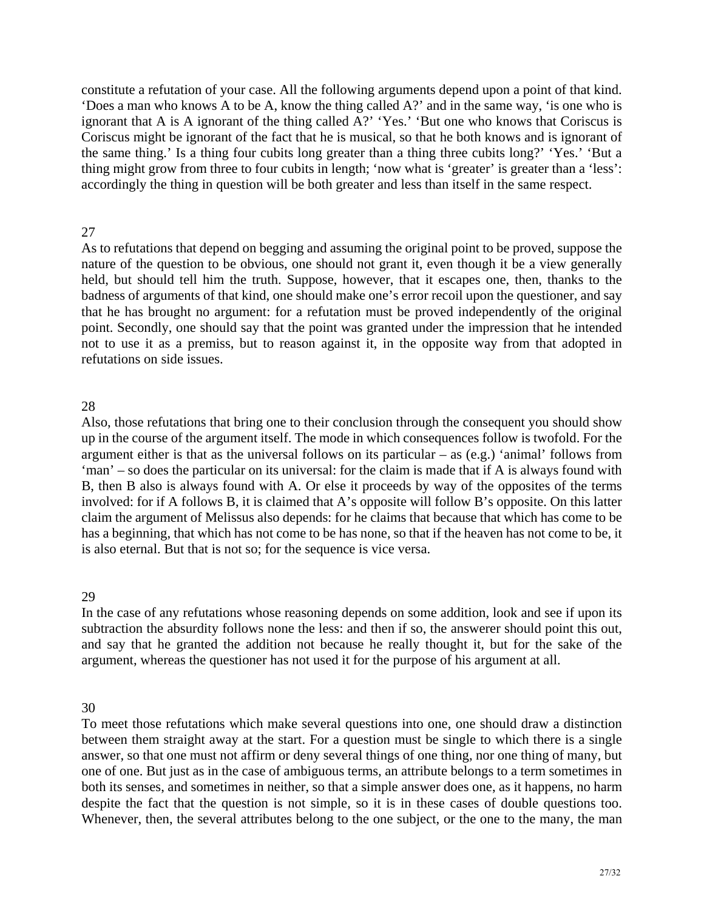constitute a refutation of your case. All the following arguments depend upon a point of that kind. 'Does a man who knows A to be A, know the thing called A?' and in the same way, 'is one who is ignorant that A is A ignorant of the thing called A?' 'Yes.' 'But one who knows that Coriscus is Coriscus might be ignorant of the fact that he is musical, so that he both knows and is ignorant of the same thing.' Is a thing four cubits long greater than a thing three cubits long?' 'Yes.' 'But a thing might grow from three to four cubits in length; 'now what is 'greater' is greater than a 'less': accordingly the thing in question will be both greater and less than itself in the same respect.

27

As to refutations that depend on begging and assuming the original point to be proved, suppose the nature of the question to be obvious, one should not grant it, even though it be a view generally held, but should tell him the truth. Suppose, however, that it escapes one, then, thanks to the badness of arguments of that kind, one should make one's error recoil upon the questioner, and say that he has brought no argument: for a refutation must be proved independently of the original point. Secondly, one should say that the point was granted under the impression that he intended not to use it as a premiss, but to reason against it, in the opposite way from that adopted in refutations on side issues.

28

Also, those refutations that bring one to their conclusion through the consequent you should show up in the course of the argument itself. The mode in which consequences follow is twofold. For the argument either is that as the universal follows on its particular – as (e.g.) 'animal' follows from 'man' – so does the particular on its universal: for the claim is made that if A is always found with B, then B also is always found with A. Or else it proceeds by way of the opposites of the terms involved: for if A follows B, it is claimed that A's opposite will follow B's opposite. On this latter claim the argument of Melissus also depends: for he claims that because that which has come to be has a beginning, that which has not come to be has none, so that if the heaven has not come to be, it is also eternal. But that is not so; for the sequence is vice versa.

29

In the case of any refutations whose reasoning depends on some addition, look and see if upon its subtraction the absurdity follows none the less: and then if so, the answerer should point this out, and say that he granted the addition not because he really thought it, but for the sake of the argument, whereas the questioner has not used it for the purpose of his argument at all.

30

To meet those refutations which make several questions into one, one should draw a distinction between them straight away at the start. For a question must be single to which there is a single answer, so that one must not affirm or deny several things of one thing, nor one thing of many, but one of one. But just as in the case of ambiguous terms, an attribute belongs to a term sometimes in both its senses, and sometimes in neither, so that a simple answer does one, as it happens, no harm despite the fact that the question is not simple, so it is in these cases of double questions too. Whenever, then, the several attributes belong to the one subject, or the one to the many, the man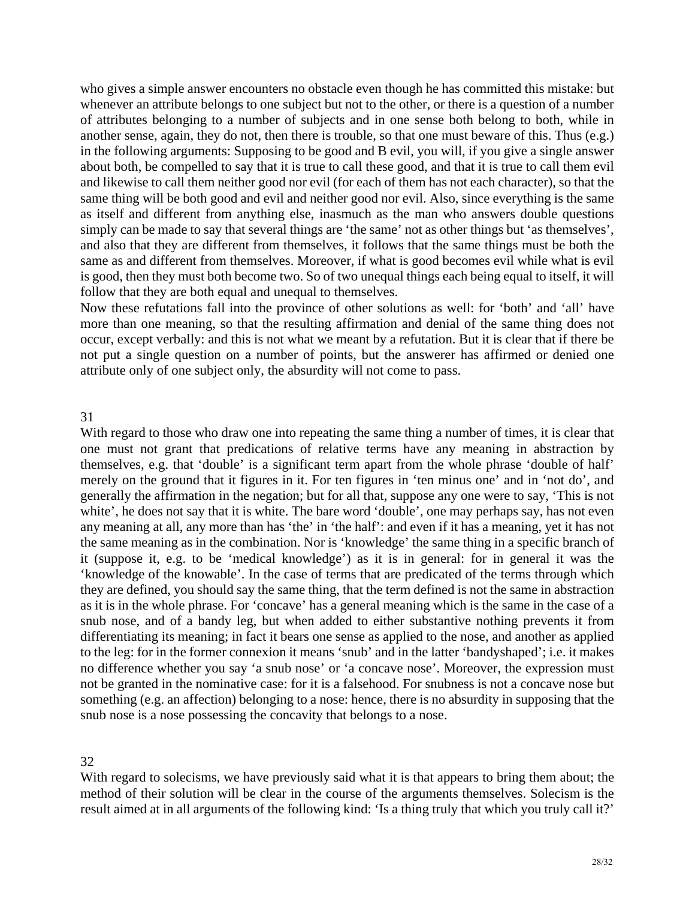who gives a simple answer encounters no obstacle even though he has committed this mistake: but whenever an attribute belongs to one subject but not to the other, or there is a question of a number of attributes belonging to a number of subjects and in one sense both belong to both, while in another sense, again, they do not, then there is trouble, so that one must beware of this. Thus (e.g.) in the following arguments: Supposing to be good and B evil, you will, if you give a single answer about both, be compelled to say that it is true to call these good, and that it is true to call them evil and likewise to call them neither good nor evil (for each of them has not each character), so that the same thing will be both good and evil and neither good nor evil. Also, since everything is the same as itself and different from anything else, inasmuch as the man who answers double questions simply can be made to say that several things are 'the same' not as other things but 'as themselves', and also that they are different from themselves, it follows that the same things must be both the same as and different from themselves. Moreover, if what is good becomes evil while what is evil is good, then they must both become two. So of two unequal things each being equal to itself, it will follow that they are both equal and unequal to themselves.

Now these refutations fall into the province of other solutions as well: for 'both' and 'all' have more than one meaning, so that the resulting affirmation and denial of the same thing does not occur, except verbally: and this is not what we meant by a refutation. But it is clear that if there be not put a single question on a number of points, but the answerer has affirmed or denied one attribute only of one subject only, the absurdity will not come to pass.

## 31

With regard to those who draw one into repeating the same thing a number of times, it is clear that one must not grant that predications of relative terms have any meaning in abstraction by themselves, e.g. that 'double' is a significant term apart from the whole phrase 'double of half' merely on the ground that it figures in it. For ten figures in 'ten minus one' and in 'not do', and generally the affirmation in the negation; but for all that, suppose any one were to say, 'This is not white', he does not say that it is white. The bare word 'double', one may perhaps say, has not even any meaning at all, any more than has 'the' in 'the half': and even if it has a meaning, yet it has not the same meaning as in the combination. Nor is 'knowledge' the same thing in a specific branch of it (suppose it, e.g. to be 'medical knowledge') as it is in general: for in general it was the 'knowledge of the knowable'. In the case of terms that are predicated of the terms through which they are defined, you should say the same thing, that the term defined is not the same in abstraction as it is in the whole phrase. For 'concave' has a general meaning which is the same in the case of a snub nose, and of a bandy leg, but when added to either substantive nothing prevents it from differentiating its meaning; in fact it bears one sense as applied to the nose, and another as applied to the leg: for in the former connexion it means 'snub' and in the latter 'bandyshaped'; i.e. it makes no difference whether you say 'a snub nose' or 'a concave nose'. Moreover, the expression must not be granted in the nominative case: for it is a falsehood. For snubness is not a concave nose but something (e.g. an affection) belonging to a nose: hence, there is no absurdity in supposing that the snub nose is a nose possessing the concavity that belongs to a nose.

## 32

With regard to solecisms, we have previously said what it is that appears to bring them about; the method of their solution will be clear in the course of the arguments themselves. Solecism is the result aimed at in all arguments of the following kind: 'Is a thing truly that which you truly call it?'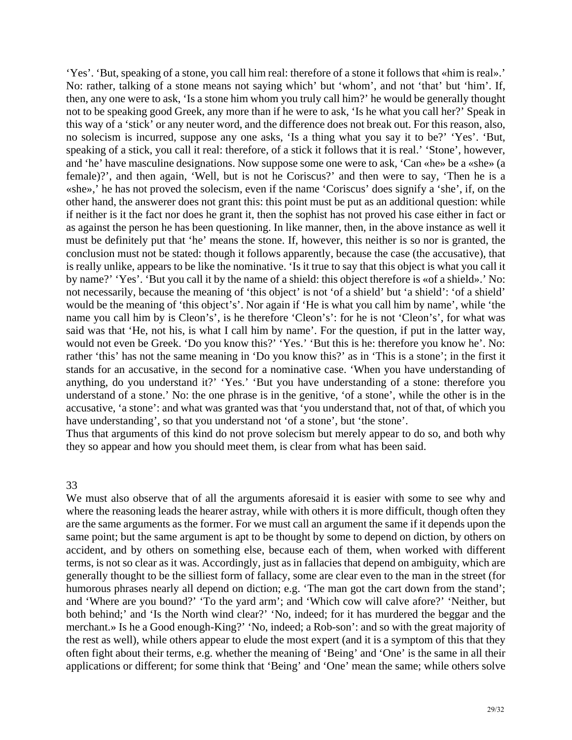'Yes'. 'But, speaking of a stone, you call him real: therefore of a stone it follows that «him is real».' No: rather, talking of a stone means not saying which' but 'whom', and not 'that' but 'him'. If, then, any one were to ask, 'Is a stone him whom you truly call him?' he would be generally thought not to be speaking good Greek, any more than if he were to ask, 'Is he what you call her?' Speak in this way of a 'stick' or any neuter word, and the difference does not break out. For this reason, also, no solecism is incurred, suppose any one asks, 'Is a thing what you say it to be?' 'Yes'. 'But, speaking of a stick, you call it real: therefore, of a stick it follows that it is real.' 'Stone', however, and 'he' have masculine designations. Now suppose some one were to ask, 'Can «he» be a «she» (a female)?', and then again, 'Well, but is not he Coriscus?' and then were to say, 'Then he is a «she»,' he has not proved the solecism, even if the name 'Coriscus' does signify a 'she', if, on the other hand, the answerer does not grant this: this point must be put as an additional question: while if neither is it the fact nor does he grant it, then the sophist has not proved his case either in fact or as against the person he has been questioning. In like manner, then, in the above instance as well it must be definitely put that 'he' means the stone. If, however, this neither is so nor is granted, the conclusion must not be stated: though it follows apparently, because the case (the accusative), that is really unlike, appears to be like the nominative. 'Is it true to say that this object is what you call it by name?' 'Yes'. 'But you call it by the name of a shield: this object therefore is «of a shield».' No: not necessarily, because the meaning of 'this object' is not 'of a shield' but 'a shield': 'of a shield' would be the meaning of 'this object's'. Nor again if 'He is what you call him by name', while 'the name you call him by is Cleon's', is he therefore 'Cleon's': for he is not 'Cleon's', for what was said was that 'He, not his, is what I call him by name'. For the question, if put in the latter way, would not even be Greek. 'Do you know this?' 'Yes.' 'But this is he: therefore you know he'. No: rather 'this' has not the same meaning in 'Do you know this?' as in 'This is a stone'; in the first it stands for an accusative, in the second for a nominative case. 'When you have understanding of anything, do you understand it?' 'Yes.' 'But you have understanding of a stone: therefore you understand of a stone.' No: the one phrase is in the genitive, 'of a stone', while the other is in the accusative, 'a stone': and what was granted was that 'you understand that, not of that, of which you have understanding', so that you understand not 'of a stone', but 'the stone'.

Thus that arguments of this kind do not prove solecism but merely appear to do so, and both why they so appear and how you should meet them, is clear from what has been said.

## 33

We must also observe that of all the arguments aforesaid it is easier with some to see why and where the reasoning leads the hearer astray, while with others it is more difficult, though often they are the same arguments as the former. For we must call an argument the same if it depends upon the same point; but the same argument is apt to be thought by some to depend on diction, by others on accident, and by others on something else, because each of them, when worked with different terms, is not so clear as it was. Accordingly, just as in fallacies that depend on ambiguity, which are generally thought to be the silliest form of fallacy, some are clear even to the man in the street (for humorous phrases nearly all depend on diction; e.g. 'The man got the cart down from the stand'; and 'Where are you bound?' 'To the yard arm'; and 'Which cow will calve afore?' 'Neither, but both behind;' and 'Is the North wind clear?' 'No, indeed; for it has murdered the beggar and the merchant.» Is he a Good enough-King?' 'No, indeed; a Rob-son': and so with the great majority of the rest as well), while others appear to elude the most expert (and it is a symptom of this that they often fight about their terms, e.g. whether the meaning of 'Being' and 'One' is the same in all their applications or different; for some think that 'Being' and 'One' mean the same; while others solve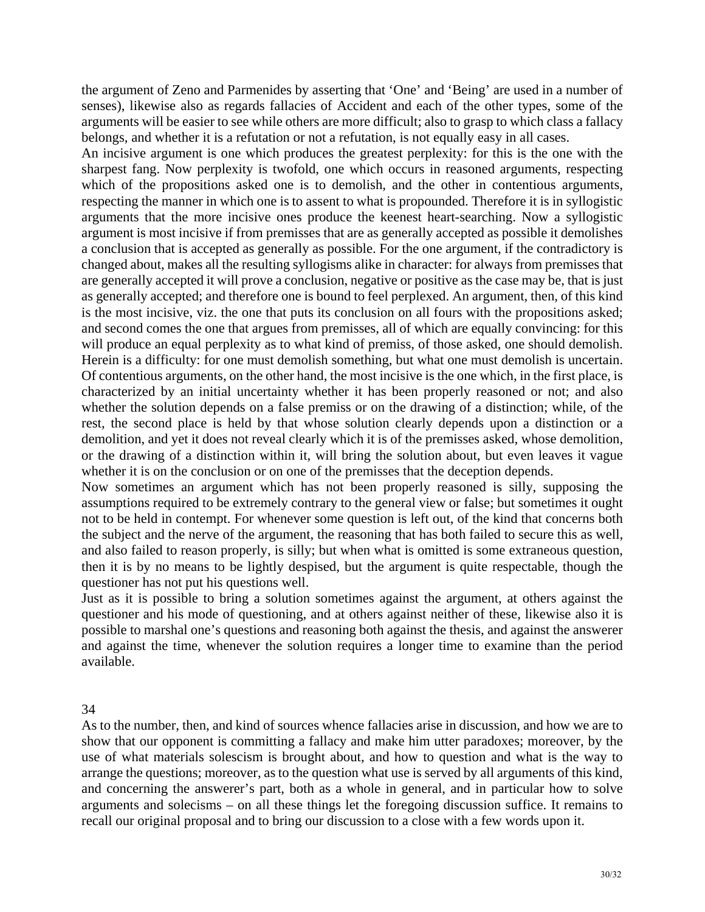the argument of Zeno and Parmenides by asserting that 'One' and 'Being' are used in a number of senses), likewise also as regards fallacies of Accident and each of the other types, some of the arguments will be easier to see while others are more difficult; also to grasp to which class a fallacy belongs, and whether it is a refutation or not a refutation, is not equally easy in all cases.

An incisive argument is one which produces the greatest perplexity: for this is the one with the sharpest fang. Now perplexity is twofold, one which occurs in reasoned arguments, respecting which of the propositions asked one is to demolish, and the other in contentious arguments, respecting the manner in which one is to assent to what is propounded. Therefore it is in syllogistic arguments that the more incisive ones produce the keenest heart-searching. Now a syllogistic argument is most incisive if from premisses that are as generally accepted as possible it demolishes a conclusion that is accepted as generally as possible. For the one argument, if the contradictory is changed about, makes all the resulting syllogisms alike in character: for always from premisses that are generally accepted it will prove a conclusion, negative or positive as the case may be, that is just as generally accepted; and therefore one is bound to feel perplexed. An argument, then, of this kind is the most incisive, viz. the one that puts its conclusion on all fours with the propositions asked; and second comes the one that argues from premisses, all of which are equally convincing: for this will produce an equal perplexity as to what kind of premiss, of those asked, one should demolish. Herein is a difficulty: for one must demolish something, but what one must demolish is uncertain. Of contentious arguments, on the other hand, the most incisive is the one which, in the first place, is characterized by an initial uncertainty whether it has been properly reasoned or not; and also whether the solution depends on a false premiss or on the drawing of a distinction; while, of the rest, the second place is held by that whose solution clearly depends upon a distinction or a demolition, and yet it does not reveal clearly which it is of the premisses asked, whose demolition, or the drawing of a distinction within it, will bring the solution about, but even leaves it vague whether it is on the conclusion or on one of the premisses that the deception depends.

Now sometimes an argument which has not been properly reasoned is silly, supposing the assumptions required to be extremely contrary to the general view or false; but sometimes it ought not to be held in contempt. For whenever some question is left out, of the kind that concerns both the subject and the nerve of the argument, the reasoning that has both failed to secure this as well, and also failed to reason properly, is silly; but when what is omitted is some extraneous question, then it is by no means to be lightly despised, but the argument is quite respectable, though the questioner has not put his questions well.

Just as it is possible to bring a solution sometimes against the argument, at others against the questioner and his mode of questioning, and at others against neither of these, likewise also it is possible to marshal one's questions and reasoning both against the thesis, and against the answerer and against the time, whenever the solution requires a longer time to examine than the period available.

## 34

As to the number, then, and kind of sources whence fallacies arise in discussion, and how we are to show that our opponent is committing a fallacy and make him utter paradoxes; moreover, by the use of what materials solescism is brought about, and how to question and what is the way to arrange the questions; moreover, as to the question what use is served by all arguments of this kind, and concerning the answerer's part, both as a whole in general, and in particular how to solve arguments and solecisms – on all these things let the foregoing discussion suffice. It remains to recall our original proposal and to bring our discussion to a close with a few words upon it.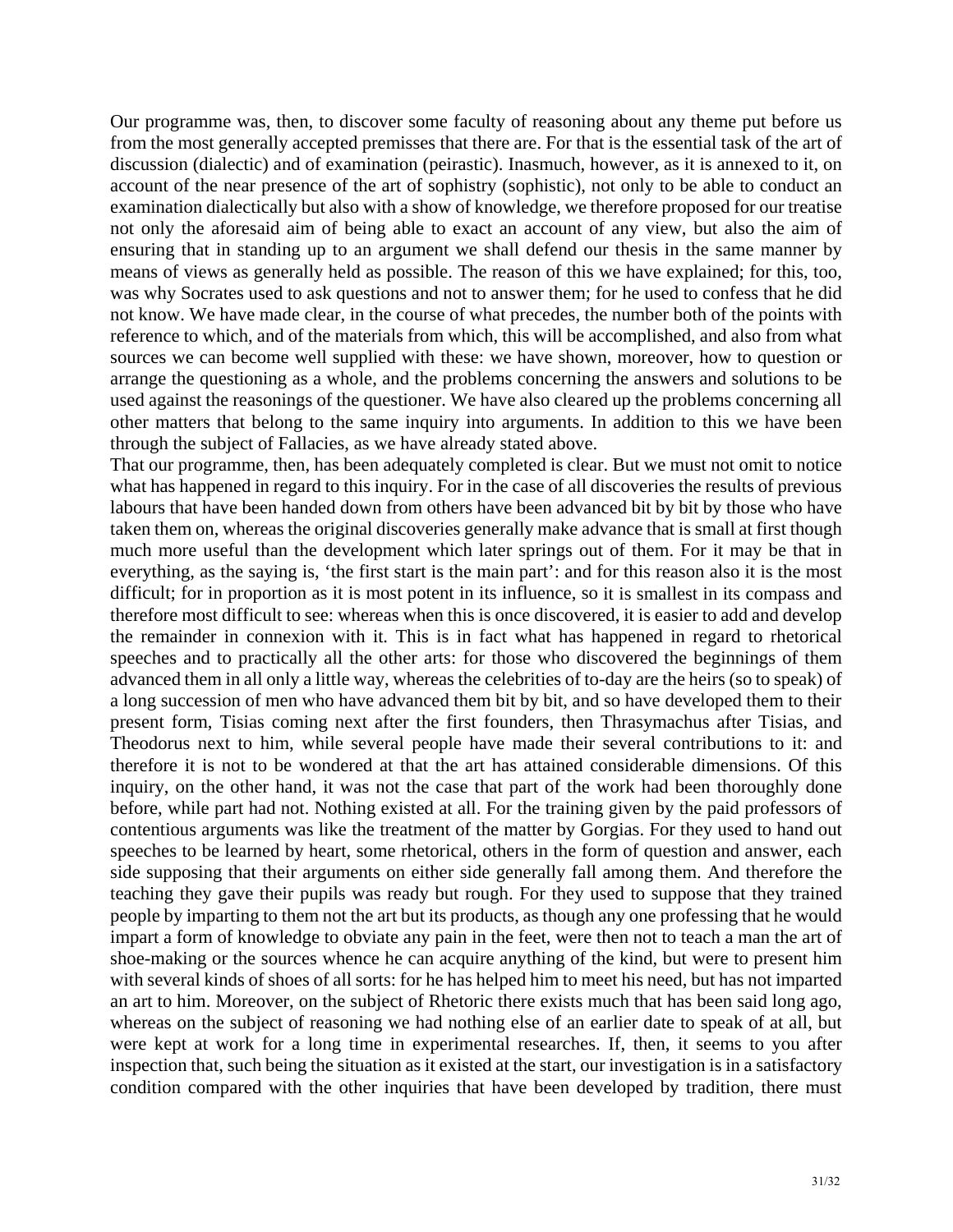Our programme was, then, to discover some faculty of reasoning about any theme put before us from the most generally accepted premisses that there are. For that is the essential task of the art of discussion (dialectic) and of examination (peirastic). Inasmuch, however, as it is annexed to it, on account of the near presence of the art of sophistry (sophistic), not only to be able to conduct an examination dialectically but also with a show of knowledge, we therefore proposed for our treatise not only the aforesaid aim of being able to exact an account of any view, but also the aim of ensuring that in standing up to an argument we shall defend our thesis in the same manner by means of views as generally held as possible. The reason of this we have explained; for this, too, was why Socrates used to ask questions and not to answer them; for he used to confess that he did not know. We have made clear, in the course of what precedes, the number both of the points with reference to which, and of the materials from which, this will be accomplished, and also from what sources we can become well supplied with these: we have shown, moreover, how to question or arrange the questioning as a whole, and the problems concerning the answers and solutions to be used against the reasonings of the questioner. We have also cleared up the problems concerning all other matters that belong to the same inquiry into arguments. In addition to this we have been through the subject of Fallacies, as we have already stated above.

That our programme, then, has been adequately completed is clear. But we must not omit to notice what has happened in regard to this inquiry. For in the case of all discoveries the results of previous labours that have been handed down from others have been advanced bit by bit by those who have taken them on, whereas the original discoveries generally make advance that is small at first though much more useful than the development which later springs out of them. For it may be that in everything, as the saying is, 'the first start is the main part': and for this reason also it is the most difficult; for in proportion as it is most potent in its influence, so it is smallest in its compass and therefore most difficult to see: whereas when this is once discovered, it is easier to add and develop the remainder in connexion with it. This is in fact what has happened in regard to rhetorical speeches and to practically all the other arts: for those who discovered the beginnings of them advanced them in all only a little way, whereas the celebrities of to-day are the heirs (so to speak) of a long succession of men who have advanced them bit by bit, and so have developed them to their present form, Tisias coming next after the first founders, then Thrasymachus after Tisias, and Theodorus next to him, while several people have made their several contributions to it: and therefore it is not to be wondered at that the art has attained considerable dimensions. Of this inquiry, on the other hand, it was not the case that part of the work had been thoroughly done before, while part had not. Nothing existed at all. For the training given by the paid professors of contentious arguments was like the treatment of the matter by Gorgias. For they used to hand out speeches to be learned by heart, some rhetorical, others in the form of question and answer, each side supposing that their arguments on either side generally fall among them. And therefore the teaching they gave their pupils was ready but rough. For they used to suppose that they trained people by imparting to them not the art but its products, as though any one professing that he would impart a form of knowledge to obviate any pain in the feet, were then not to teach a man the art of shoe-making or the sources whence he can acquire anything of the kind, but were to present him with several kinds of shoes of all sorts: for he has helped him to meet his need, but has not imparted an art to him. Moreover, on the subject of Rhetoric there exists much that has been said long ago, whereas on the subject of reasoning we had nothing else of an earlier date to speak of at all, but were kept at work for a long time in experimental researches. If, then, it seems to you after inspection that, such being the situation as it existed at the start, our investigation is in a satisfactory condition compared with the other inquiries that have been developed by tradition, there must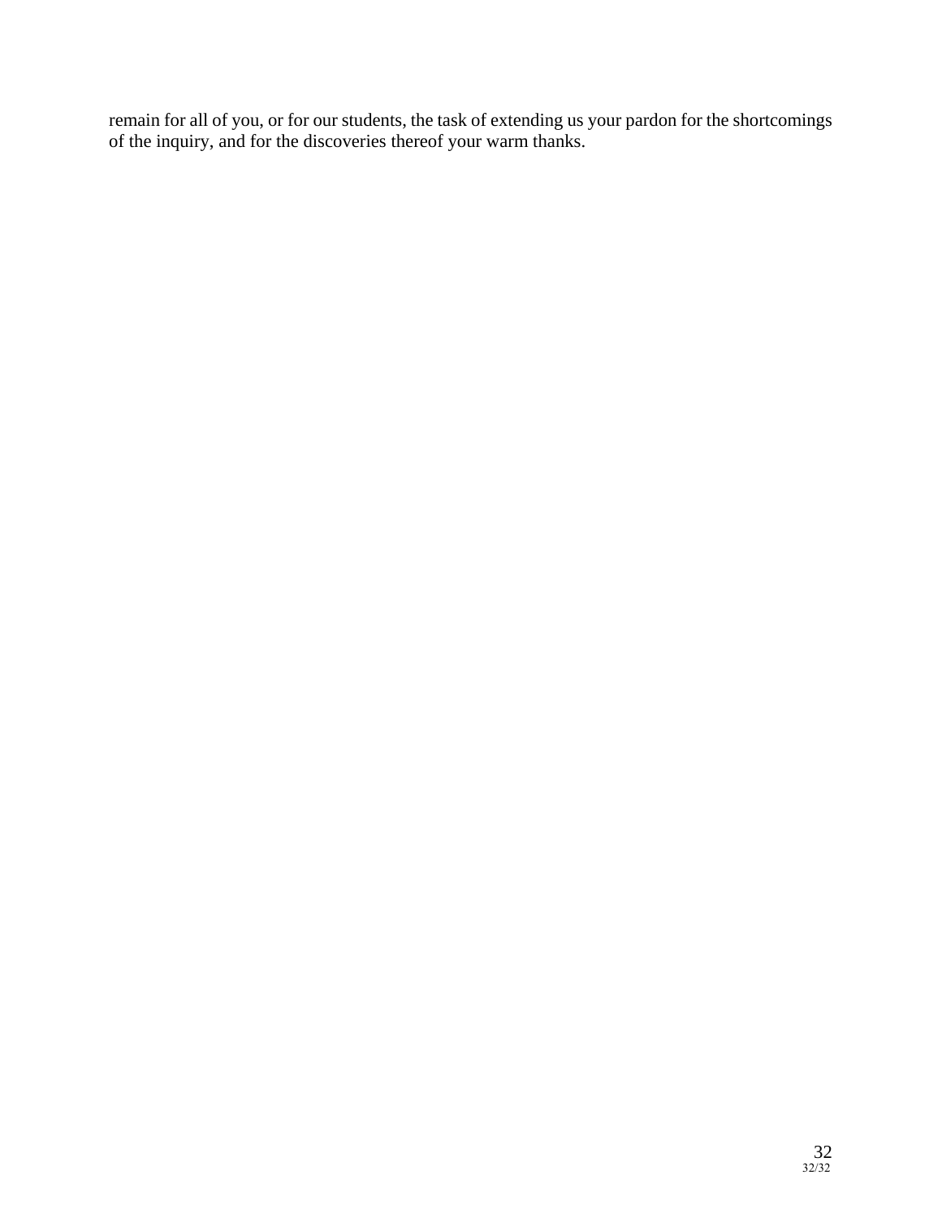remain for all of you, or for our students, the task of extending us your pardon for the shortcomings of the inquiry, and for the discoveries thereof your warm thanks.